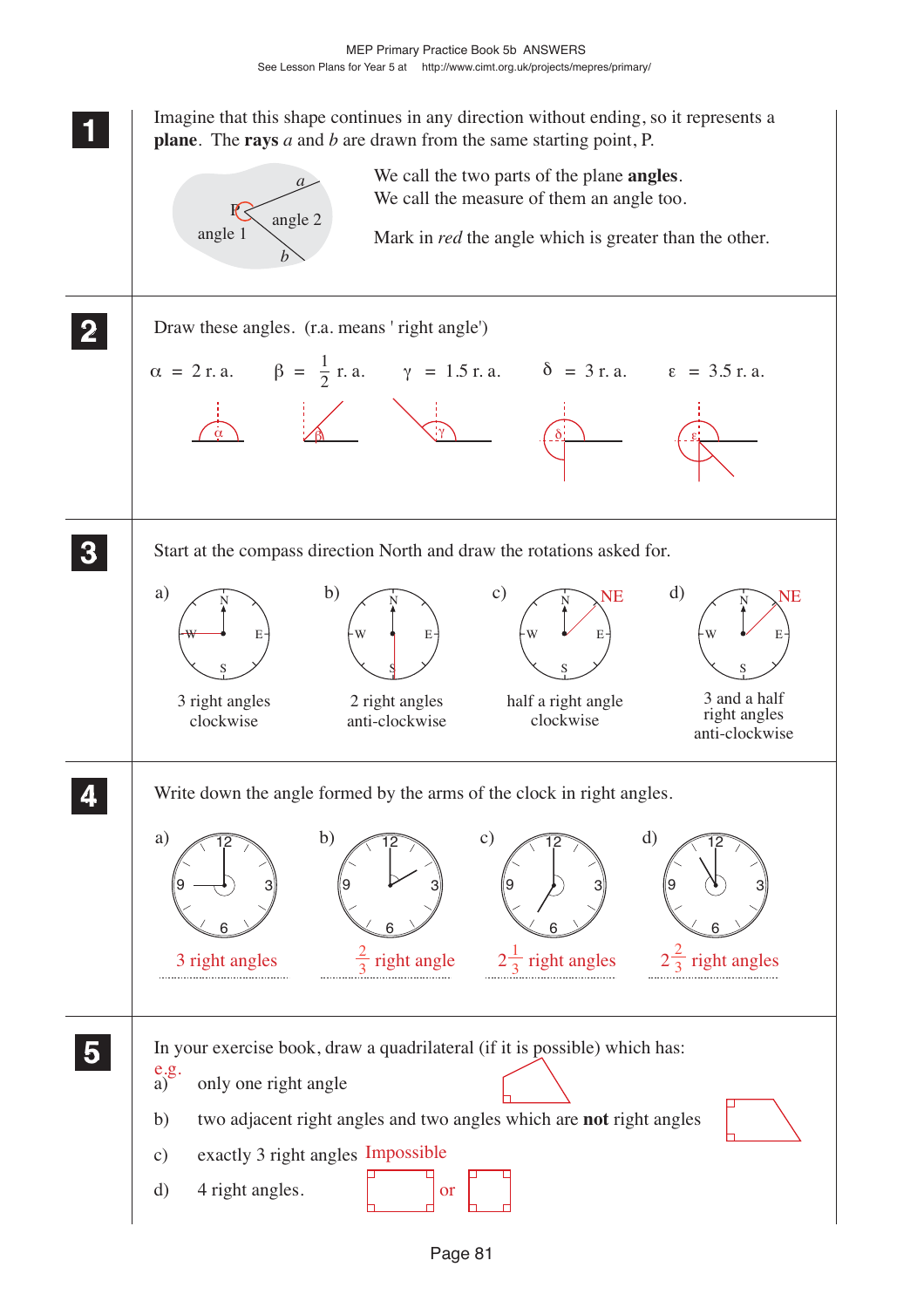**1** Imagine that this shape continues in any direction without ending, so it represents a **plane**. The **rays** *a* and *b* are drawn from the same starting point, P.

P, *a*, *b*, angle 1, angle 2

We call the two parts of the plane **angles**.
We call the measure of them an angle too.

Mark in *red* the angle which is greater than the other.

**2** Draw these angles. (r.a. means ' right angle')

$\alpha$ = 2 r. a.  $\beta$ = $\frac{1}{2}$ r. a.  $\gamma$ = 1.5 r. a.  $\delta$ = 3 r. a.  $\varepsilon$ = 3.5 r. a.

**3** Start at the compass direction North and draw the rotations asked for.

a) 3 right angles clockwise

b) 2 right angles anti-clockwise

c) half a right angle clockwise — NE

d) 3 and a half right angles anti-clockwise — NE

**4** Write down the angle formed by the arms of the clock in right angles.

a) 3 right angles

b) $\frac{2}{3}$ right angle

c) $2\frac{1}{3}$ right angles

d) $2\frac{2}{3}$ right angles

**5** In your exercise book, draw a quadrilateral (if it is possible) which has:

a) only one right angle — e.g.

b) two adjacent right angles and two angles which are **not** right angles

c) exactly 3 right angles — Impossible

d) 4 right angles. — (rectangle) or (square)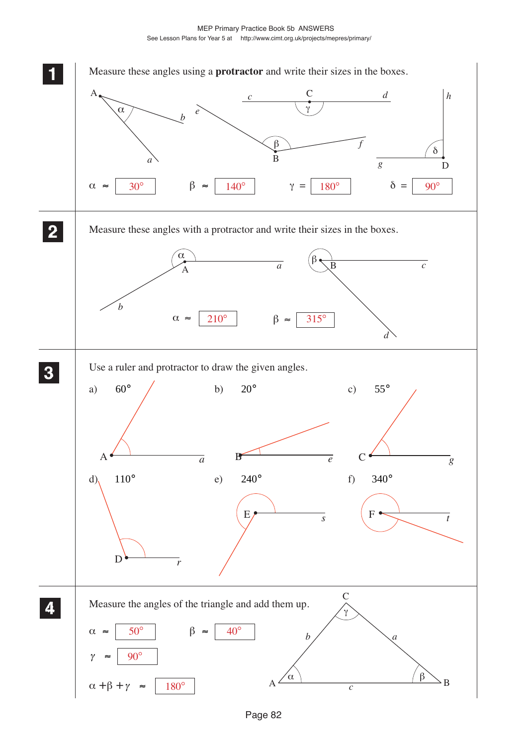**1** Measure these angles using a **protractor** and write their sizes in the boxes.

$\alpha \approx$ 30°  $\beta \approx$ 140°  $\gamma =$ 180°  $\delta =$ 90°

**2** Measure these angles with a protractor and write their sizes in the boxes.

$\alpha \approx$ 210°  $\beta \approx$ 315°

**3** Use a ruler and protractor to draw the given angles.

a) 60°  b) 20°  c) 55°

d) 110°  e) 240°  f) 340°

**4** Measure the angles of the triangle and add them up.

$\alpha \approx$ 50°  $\beta \approx$ 40°

$\gamma \approx$ 90°

$\alpha + \beta + \gamma \approx$ 180°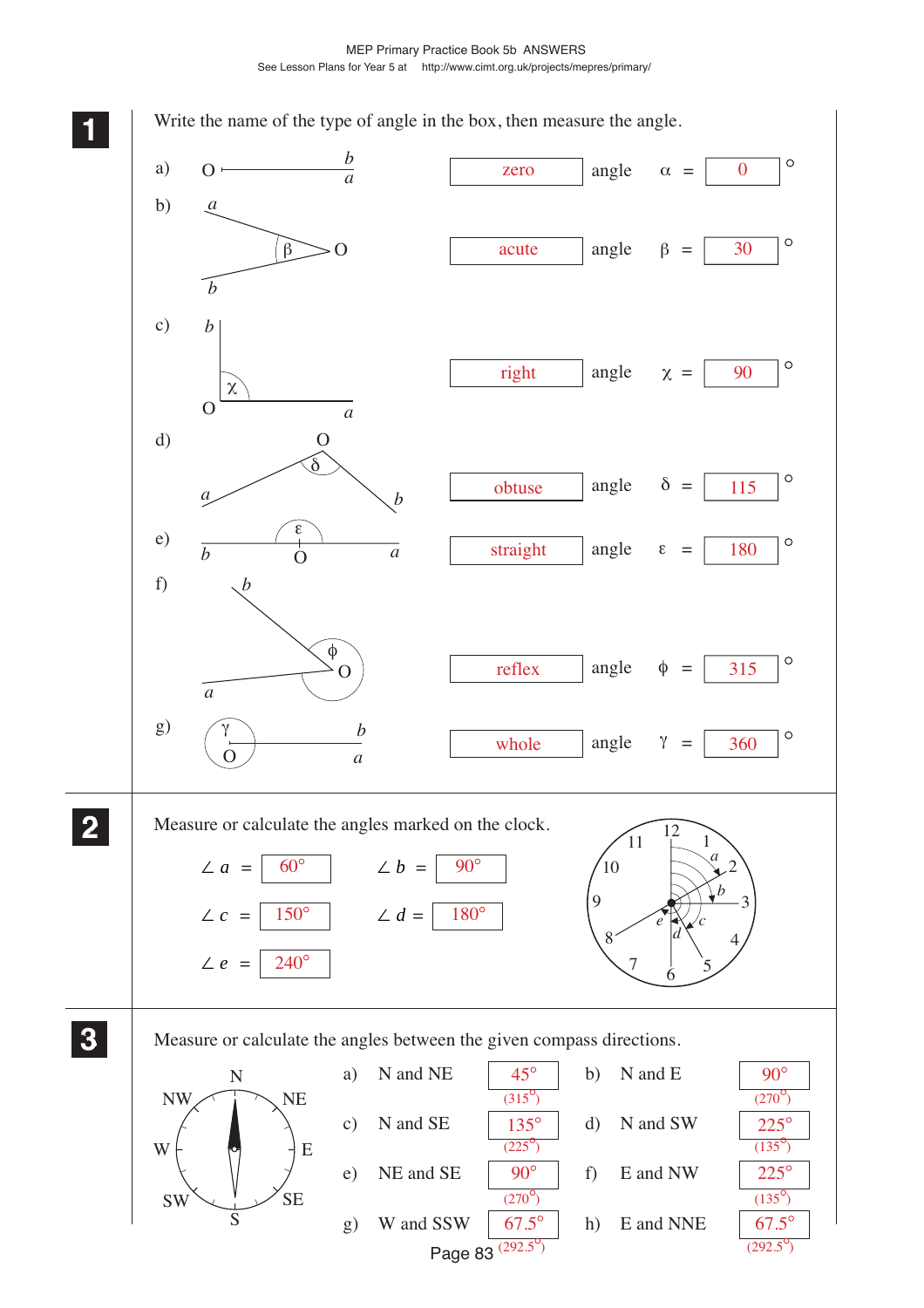## 1

Write the name of the type of angle in the box, then measure the angle.

| | Type | | Angle | Measure |
|---|---|---|---|---|
| a) | zero | angle | $\alpha$ = | 0 ° |
| b) | acute | angle | $\beta$ = | 30 ° |
| c) | right | angle | $\chi$ = | 90 ° |
| d) | obtuse | angle | $\delta$ = | 115 ° |
| e) | straight | angle | $\varepsilon$ = | 180 ° |
| f) | reflex | angle | $\phi$ = | 315 ° |
| g) | whole | angle | $\gamma$ = | 360 ° |

## 2

Measure or calculate the angles marked on the clock.

$\angle a$ = 60°  $\angle b$ = 90°

$\angle c$ = 150°  $\angle d$ = 180°

$\angle e$ = 240°

## 3

Measure or calculate the angles between the given compass directions.

a) N and NE: 45° (315°)

b) N and E: 90° (270°)

c) N and SE: 135° (225°)

d) N and SW: 225° (135°)

e) NE and SE: 90° (270°)

f) E and NW: 225° (135°)

g) W and SSW: 67.5° (292.5°)

h) E and NNE: 67.5° (292.5°)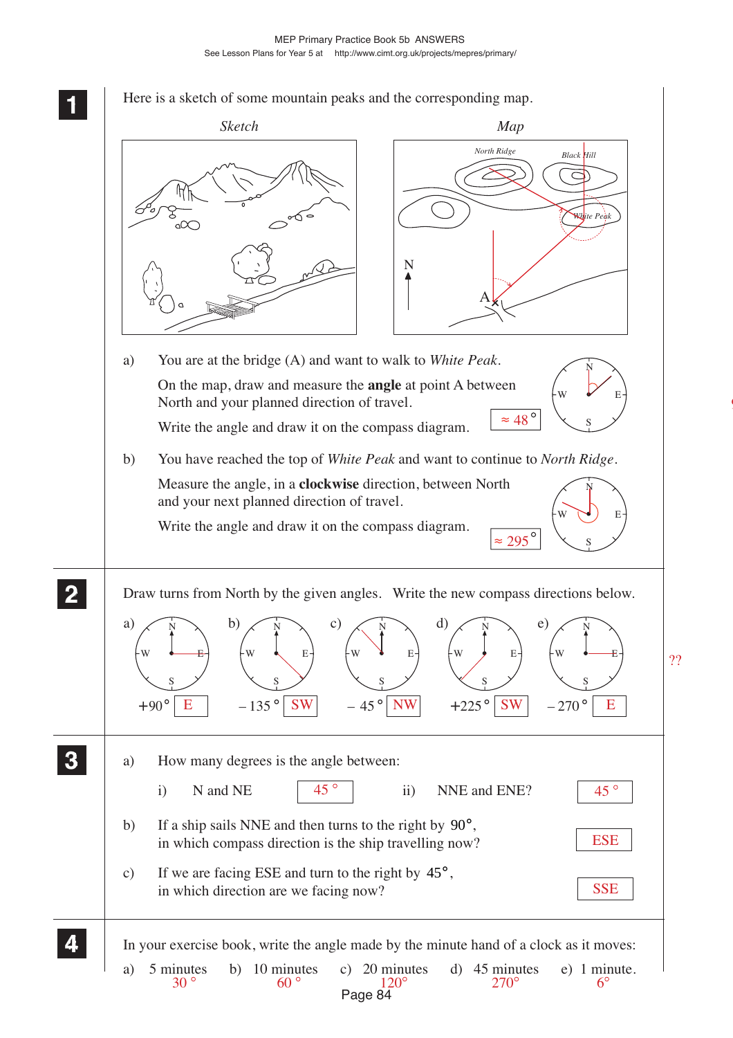**1** Here is a sketch of some mountain peaks and the corresponding map.

*Sketch* *Map*

North Ridge Black Hill White Peak N A

a) You are at the bridge (A) and want to walk to *White Peak*.

On the map, draw and measure the **angle** at point A between North and your planned direction of travel.

Write the angle and draw it on the compass diagram. ≈ 48°

b) You have reached the top of *White Peak* and want to continue to *North Ridge*.

Measure the angle, in a **clockwise** direction, between North and your next planned direction of travel.

Write the angle and draw it on the compass diagram. ≈ 295°

**2** Draw turns from North by the given angles. Write the new compass directions below.

a) +90° E b) – 135° SW c) – 45° NW d) +225° SW e) – 270° E

??

**3** a) How many degrees is the angle between:

i) N and NE 45°  ii) NNE and ENE? 45°

b) If a ship sails NNE and then turns to the right by 90°, in which compass direction is the ship travelling now? ESE

c) If we are facing ESE and turn to the right by 45°, in which direction are we facing now? SSE

**4** In your exercise book, write the angle made by the minute hand of a clock as it moves:

a) 5 minutes 30° b) 10 minutes 60° c) 20 minutes 120° d) 45 minutes 270° e) 1 minute. 6°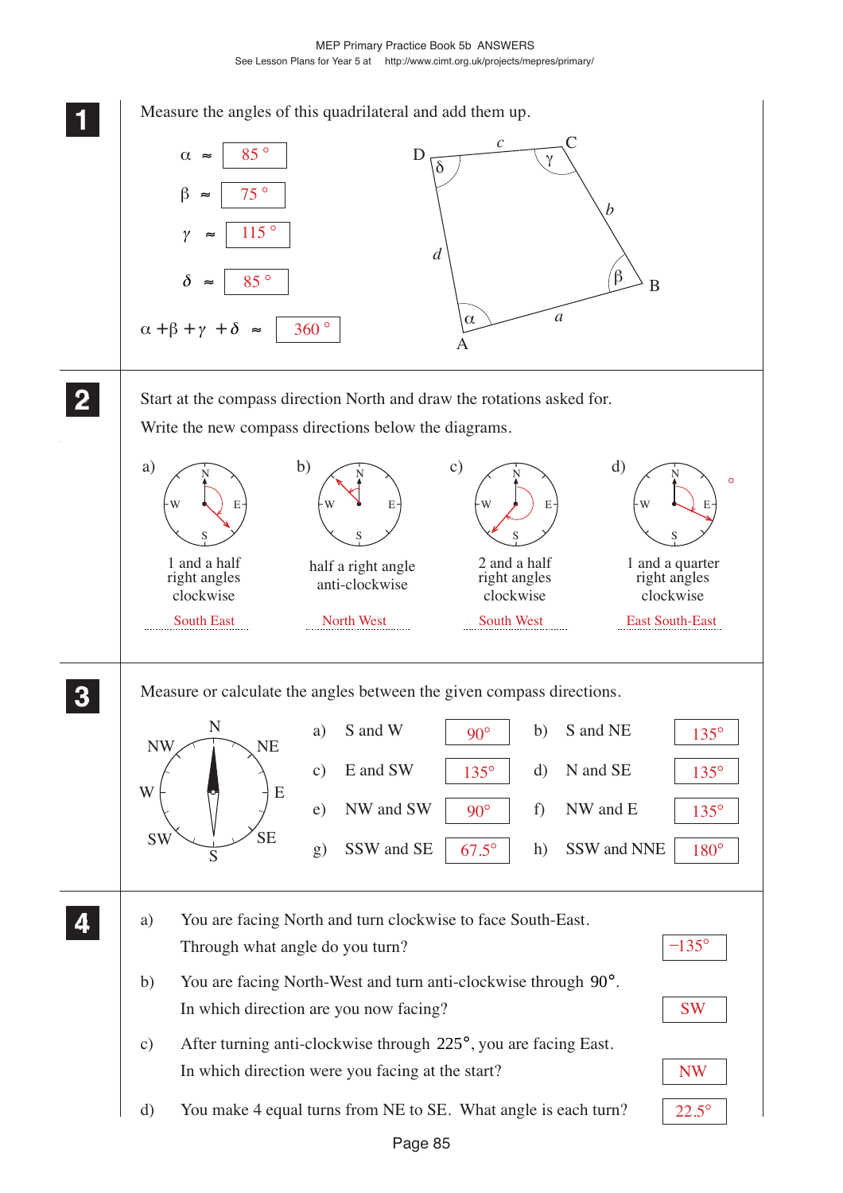## 1

Measure the angles of this quadrilateral and add them up.

$\alpha \approx$ 85 °

$\beta \approx$ 75 °

$\gamma \approx$ 115 °

$\delta \approx$ 85 °

$\alpha + \beta + \gamma + \delta \approx$ 360 °

## 2

Start at the compass direction North and draw the rotations asked for.

Write the new compass directions below the diagrams.

a) 1 and a half right angles clockwise — South East

b) half a right angle anti-clockwise — North West

c) 2 and a half right angles clockwise — South West

d) 1 and a quarter right angles clockwise — East South-East

## 3

Measure or calculate the angles between the given compass directions.

| | | | | | |
|---|---|---|---|---|---|
| a) | S and W | 90° | b) | S and NE | 135° |
| c) | E and SW | 135° | d) | N and SE | 135° |
| e) | NW and SW | 90° | f) | NW and E | 135° |
| g) | SSW and SE | 67.5° | h) | SSW and NNE | 180° |

## 4

a) You are facing North and turn clockwise to face South-East. Through what angle do you turn? −135°

b) You are facing North-West and turn anti-clockwise through 90°. In which direction are you now facing? SW

c) After turning anti-clockwise through 225°, you are facing East. In which direction were you facing at the start? NW

d) You make 4 equal turns from NE to SE. What angle is each turn? 22.5°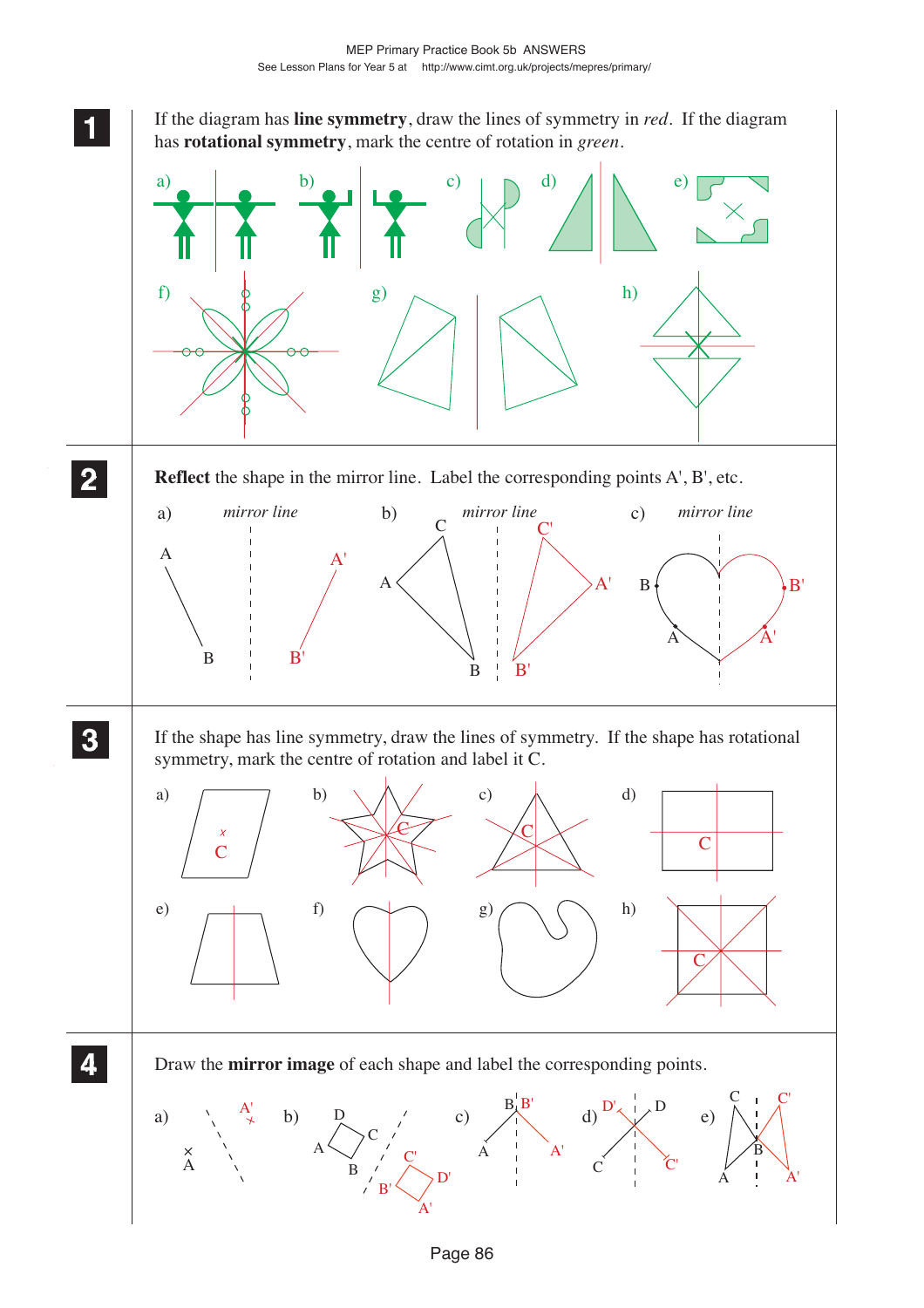**1** If the diagram has **line symmetry**, draw the lines of symmetry in *red*. If the diagram has **rotational symmetry**, mark the centre of rotation in *green*.

a) b) c) d) e)

f) g) h)

**2** **Reflect** the shape in the mirror line. Label the corresponding points A', B', etc.

a) *mirror line* A B A' B'

b) *mirror line* C A B C' A' B'

c) *mirror line* B A B' A'

**3** If the shape has line symmetry, draw the lines of symmetry. If the shape has rotational symmetry, mark the centre of rotation and label it C.

a) C b) C c) C d) C

e) f) g) h) C

**4** Draw the **mirror image** of each shape and label the corresponding points.

a) A A'

b) D C A B C' D' B' A'

c) B B' A A'

d) D' D C C'

e) C C' B A A'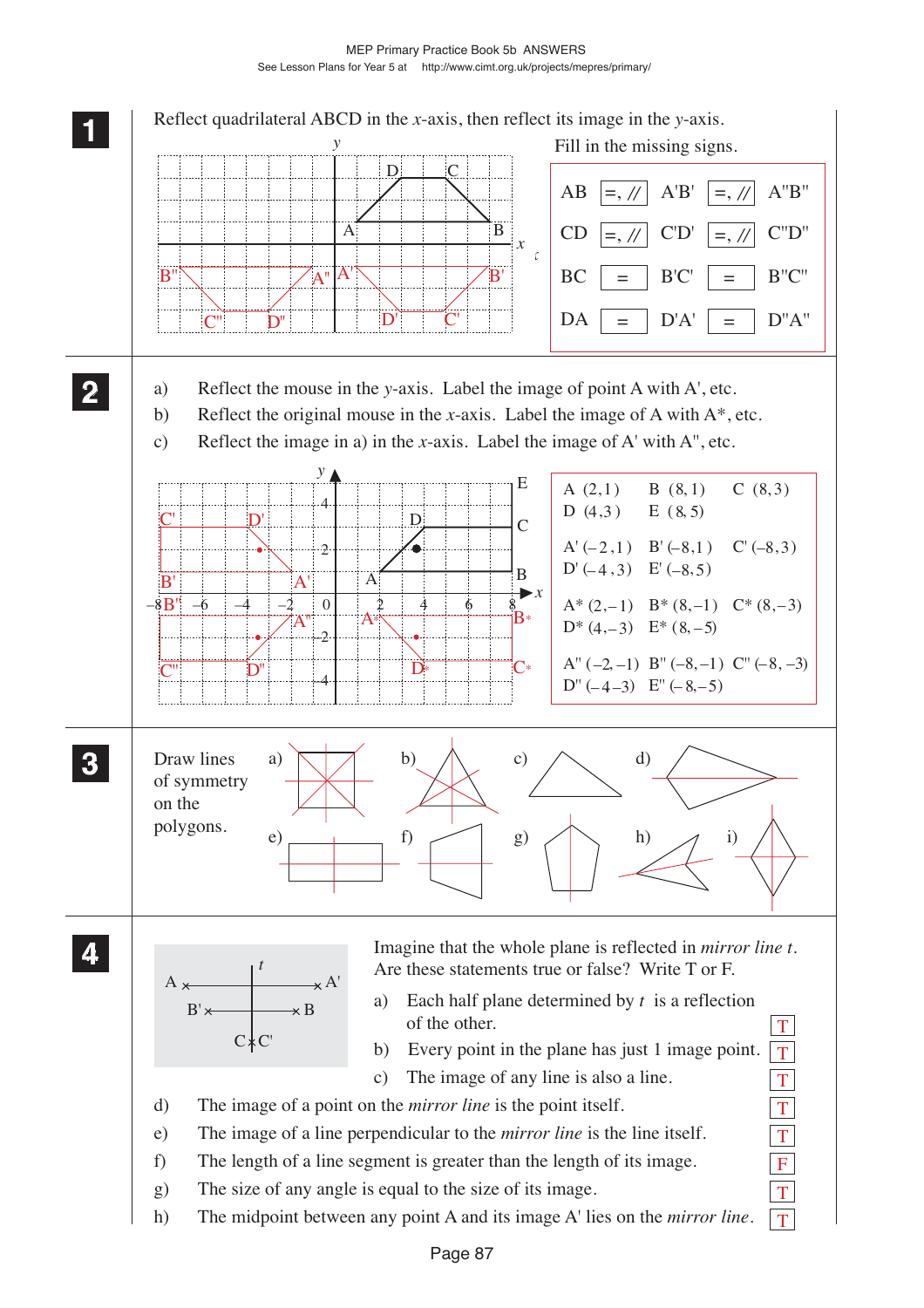**1** Reflect quadrilateral ABCD in the $x$-axis, then reflect its image in the $y$-axis.

Fill in the missing signs.

| | | | | |
|---|---|---|---|---|
| AB | =, // | A'B' | =, // | A"B" |
| CD | =, // | C'D' | =, // | C"D" |
| BC | = | B'C' | = | B"C" |
| DA | = | D'A' | = | D"A" |

**2**

a) Reflect the mouse in the $y$-axis. Label the image of point A with A', etc.

b) Reflect the original mouse in the $x$-axis. Label the image of A with A*, etc.

c) Reflect the image in a) in the $x$-axis. Label the image of A' with A", etc.

A (2,1) B (8,1) C (8,3)
D (4,3) E (8,5)

A' (–2,1) B' (–8,1) C' (–8,3)
D' (–4,3) E' (–8,5)

A* (2,–1) B* (8,–1) C* (8,–3)
D* (4,–3) E* (8,–5)

A" (–2,–1) B" (–8,–1) C" (–8,–3)
D" (–4–3) E" (–8,–5)

**3** Draw lines of symmetry on the polygons.

a) b) c) d) e) f) g) h) i)

**4** Imagine that the whole plane is reflected in *mirror line t*. Are these statements true or false? Write T or F.

a) Each half plane determined by $t$ is a reflection of the other. **T**

b) Every point in the plane has just 1 image point. **T**

c) The image of any line is also a line. **T**

d) The image of a point on the *mirror line* is the point itself. **T**

e) The image of a line perpendicular to the *mirror line* is the line itself. **T**

f) The length of a line segment is greater than the length of its image. **F**

g) The size of any angle is equal to the size of its image. **T**

h) The midpoint between any point A and its image A' lies on the *mirror line*. **T**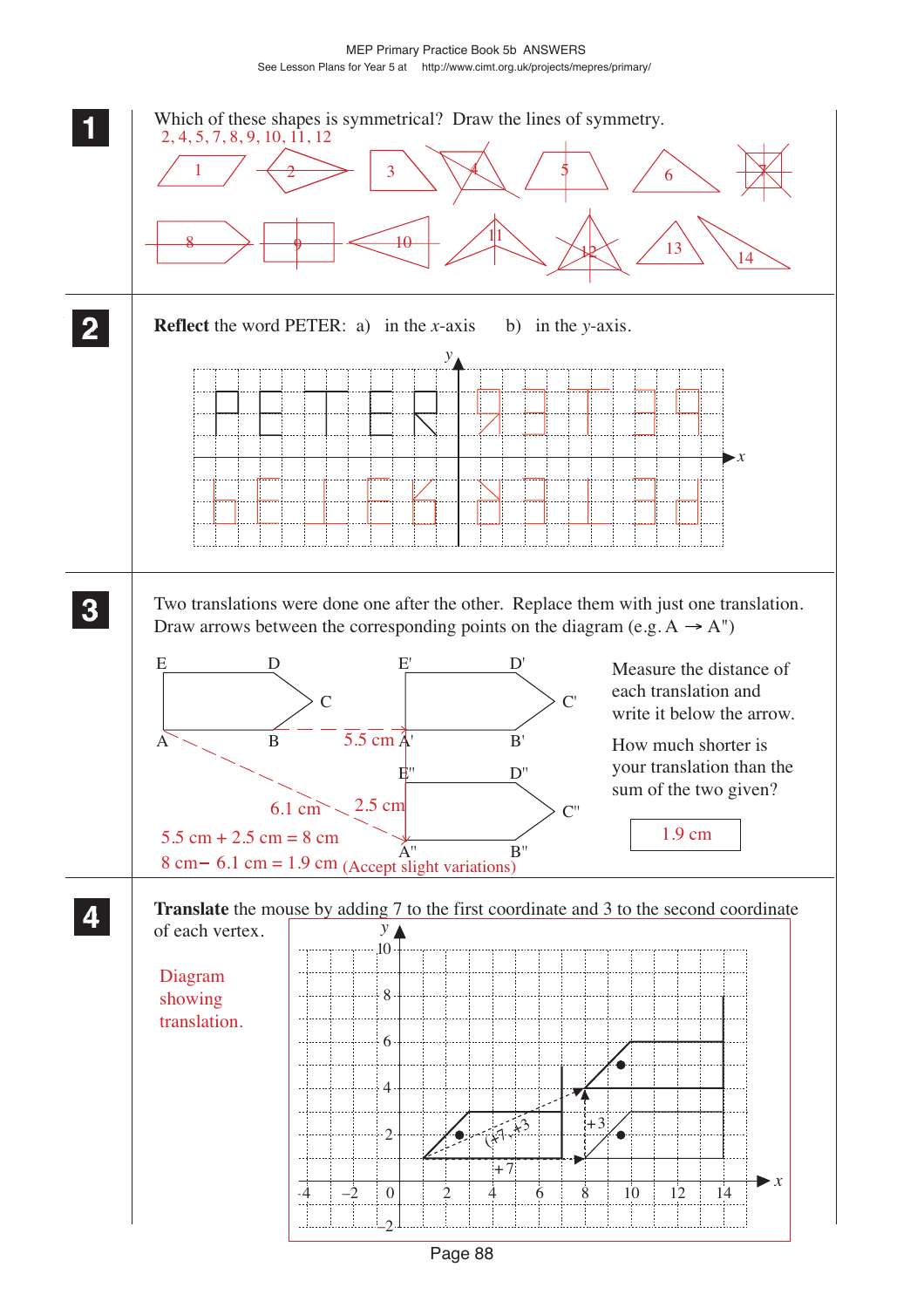**1** Which of these shapes is symmetrical? Draw the lines of symmetry.

2, 4, 5, 7, 8, 9, 10, 11, 12

1 2 3 4 5 6 7

8 9 10 11 12 13 14

**2** **Reflect** the word PETER: a) in the $x$-axis b) in the $y$-axis.

**3** Two translations were done one after the other. Replace them with just one translation. Draw arrows between the corresponding points on the diagram (e.g. A → A")

E D C A B 5.5 cm E' D' C' A' B'

E" D" C" A" B"

6.1 cm 2.5 cm

5.5 cm + 2.5 cm = 8 cm

8 cm − 6.1 cm = 1.9 cm (Accept slight variations)

Measure the distance of each translation and write it below the arrow.

How much shorter is your translation than the sum of the two given?

1.9 cm

**4** **Translate** the mouse by adding 7 to the first coordinate and 3 to the second coordinate of each vertex.

Diagram showing translation.

(+7, +3) +3 +7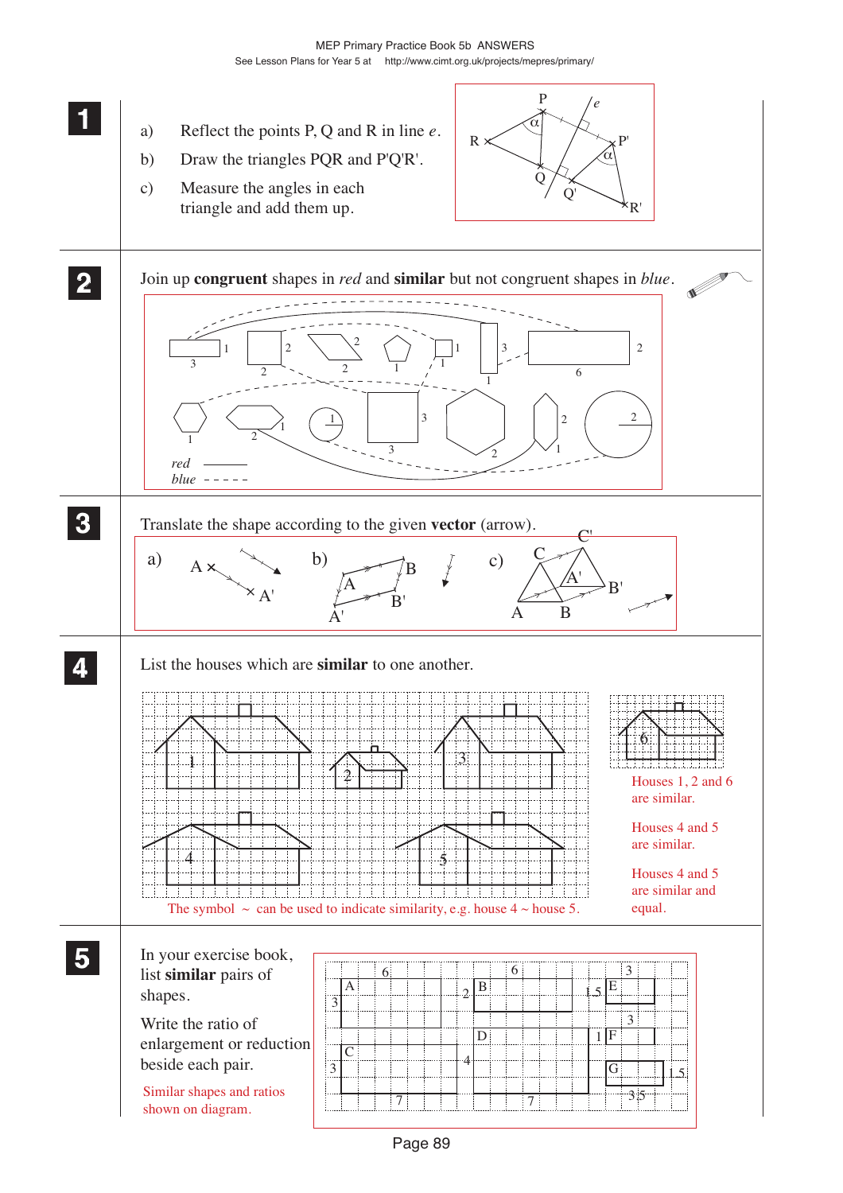**1**

a) Reflect the points P, Q and R in line *e*.

b) Draw the triangles PQR and P'Q'R'.

c) Measure the angles in each triangle and add them up.

**2**

Join up **congruent** shapes in *red* and **similar** but not congruent shapes in *blue*.

*red* ———

*blue* - - - - -

**3**

Translate the shape according to the given **vector** (arrow).

**4**

List the houses which are **similar** to one another.

Houses 1, 2 and 6 are similar.

Houses 4 and 5 are similar.

Houses 4 and 5 are similar and equal.

The symbol ~ can be used to indicate similarity, e.g. house 4 ~ house 5.

**5**

In your exercise book, list **similar** pairs of shapes.

Write the ratio of enlargement or reduction beside each pair.

Similar shapes and ratios shown on diagram.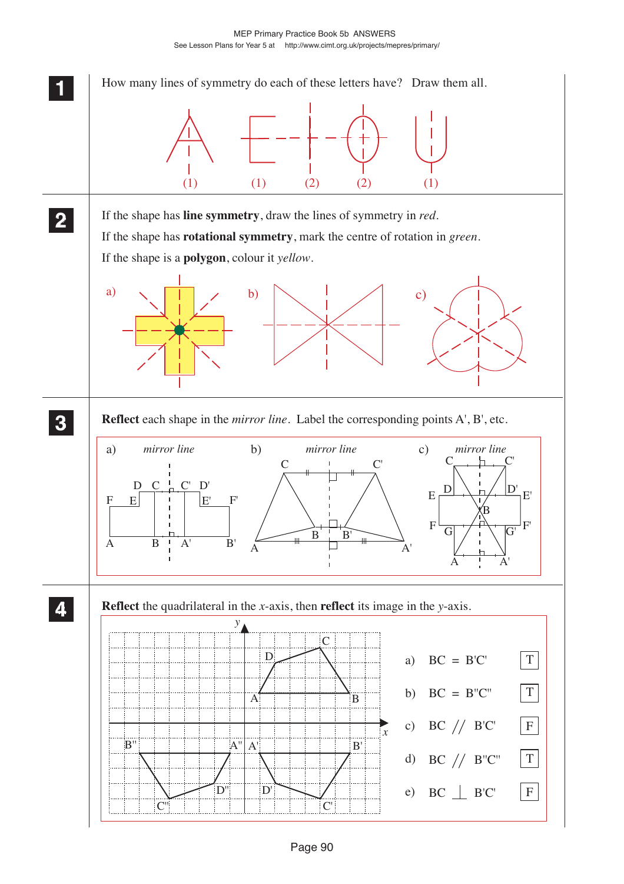**1** How many lines of symmetry do each of these letters have? Draw them all.

A (1) E (1) H (2) O (2) U (1)

**2** If the shape has **line symmetry**, draw the lines of symmetry in *red*.

If the shape has **rotational symmetry**, mark the centre of rotation in *green*.

If the shape is a **polygon**, colour it *yellow*.

a) b) c)

**3** **Reflect** each shape in the *mirror line*. Label the corresponding points A', B', etc.

a) *mirror line* D C C' D' F E E' F' A B A' B'

b) *mirror line* C C' B B' A A'

c) *mirror line* C C' D D' E E' B F F' G G' A A'

**4** **Reflect** the quadrilateral in the $x$-axis, then **reflect** its image in the $y$-axis.

$y$ $x$ D C A B B'' A'' A' B' D'' D' C'' C'

| | | |
|---|---|---|
| a) | BC = B'C' | T |
| b) | BC = B''C'' | T |
| c) | BC // B'C' | F |
| d) | BC // B''C'' | T |
| e) | BC ⊥ B'C' | F |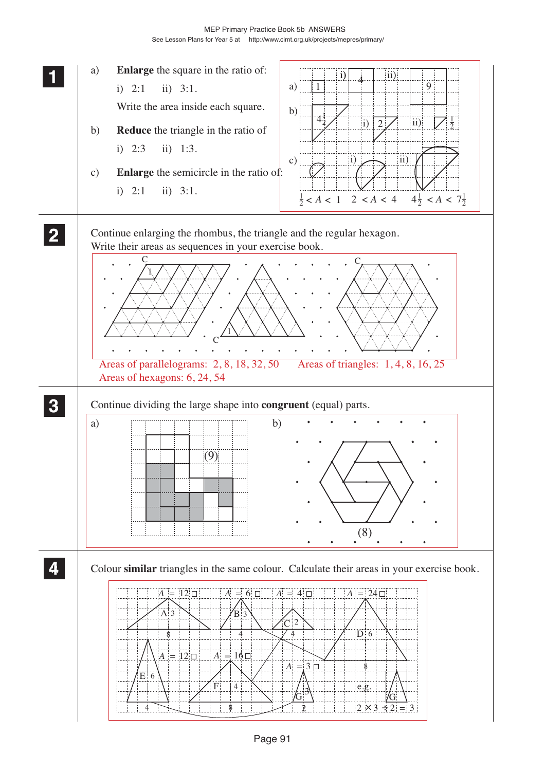**1**

a) **Enlarge** the square in the ratio of:

i) 2:1 ii) 3:1.

Write the area inside each square.

b) **Reduce** the triangle in the ratio of

i) 2:3 ii) 1:3.

c) **Enlarge** the semicircle in the ratio of:

i) 2:1 ii) 3:1.

a) 1 i) 4 ii) 9

b) $4\frac{1}{2}$ i) 2 ii) $\frac{1}{2}$

c) i) ii)

$\frac{1}{2} < A < 1$ $2 < A < 4$ $4\frac{1}{2} < A < 7\frac{1}{2}$

**2**

Continue enlarging the rhombus, the triangle and the regular hexagon.
Write their areas as sequences in your exercise book.

Areas of parallelograms: 2, 8, 18, 32, 50 Areas of triangles: 1, 4, 8, 16, 25
Areas of hexagons: 6, 24, 54

**3**

Continue dividing the large shape into **congruent** (equal) parts.

a) (9)

b) (8)

**4**

Colour **similar** triangles in the same colour. Calculate their areas in your exercise book.

A: 3, 8, $A = 12$ □
B: 3, 4, $A = 6$ □
C: 2, 4, $A = 4$ □
D: 6, 8, $A = 24$ □
E: 6, 4, $A = 12$ □
F: 4, 8, $A = 16$ □
G: 3, 2, $A = 3$ □

e.g. G: $2 \times 3 \div 2 = 3$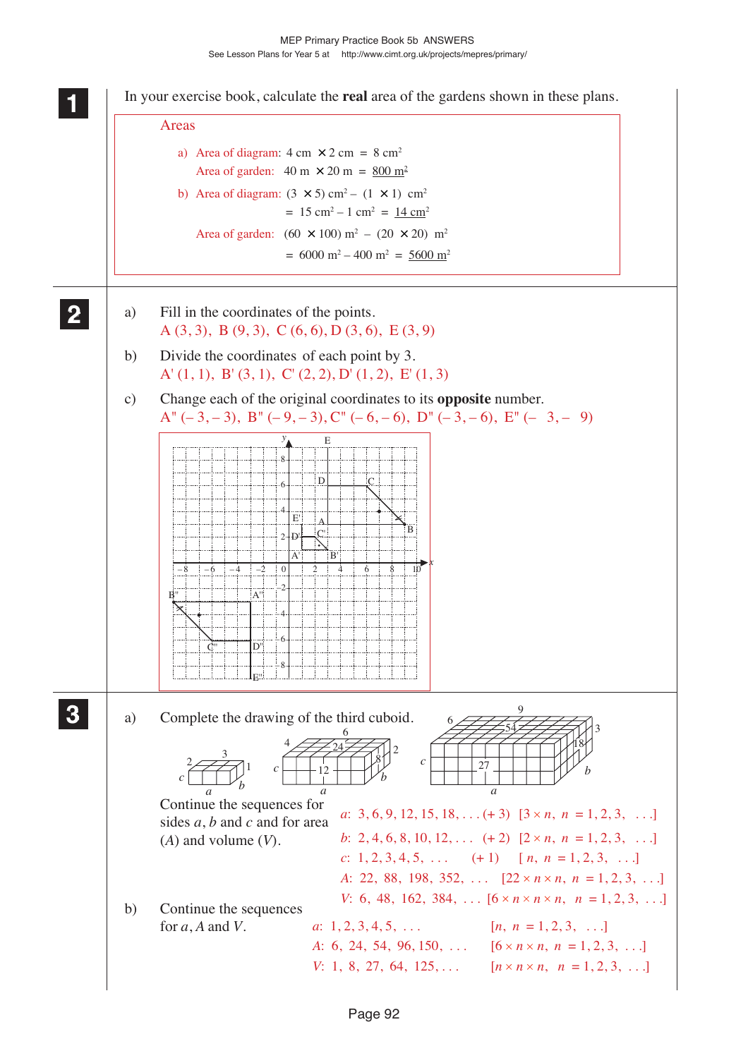**1**

In your exercise book, calculate the **real** area of the gardens shown in these plans.

Areas

a) Area of diagram: 4 cm $\times$ 2 cm = 8 cm$^2$

Area of garden: 40 m $\times$ 20 m = <u>800 m$^2$</u>

b) Area of diagram: $(3 \times 5)$ cm$^2$ – $(1 \times 1)$ cm$^2$

= 15 cm$^2$ – 1 cm$^2$ = <u>14 cm$^2$</u>

Area of garden: $(60 \times 100)$ m$^2$ – $(20 \times 20)$ m$^2$

= 6000 m$^2$ – 400 m$^2$ = <u>5600 m$^2$</u>

**2**

a) Fill in the coordinates of the points.

A (3, 3), B (9, 3), C (6, 6), D (3, 6), E (3, 9)

b) Divide the coordinates of each point by 3.

A' (1, 1), B' (3, 1), C' (2, 2), D' (1, 2), E' (1, 3)

c) Change each of the original coordinates to its **opposite** number.

A" (– 3, – 3), B" (– 9, – 3), C" (– 6, – 6), D" (– 3, – 6), E" (– 3, – 9)

**3**

a) Complete the drawing of the third cuboid.

Continue the sequences for sides $a$, $b$ and $c$ and for area ($A$) and volume ($V$).

$a$: 3, 6, 9, 12, 15, 18, . . . (+ 3) $[3 \times n,\ n = 1, 2, 3, \ldots]$

$b$: 2, 4, 6, 8, 10, 12, . . . (+ 2) $[2 \times n,\ n = 1, 2, 3, \ldots]$

$c$: 1, 2, 3, 4, 5, . . . (+ 1) $[n,\ n = 1, 2, 3, \ldots]$

$A$: 22, 88, 198, 352, . . . $[22 \times n \times n,\ n = 1, 2, 3, \ldots]$

$V$: 6, 48, 162, 384, . . . $[6 \times n \times n \times n,\ n = 1, 2, 3, \ldots]$

b) Continue the sequences for $a$, $A$ and $V$.

$a$: 1, 2, 3, 4, 5, . . . $[n,\ n = 1, 2, 3, \ldots]$

$A$: 6, 24, 54, 96, 150, . . . $[6 \times n \times n,\ n = 1, 2, 3, \ldots]$

$V$: 1, 8, 27, 64, 125, . . . $[n \times n \times n,\ n = 1, 2, 3, \ldots]$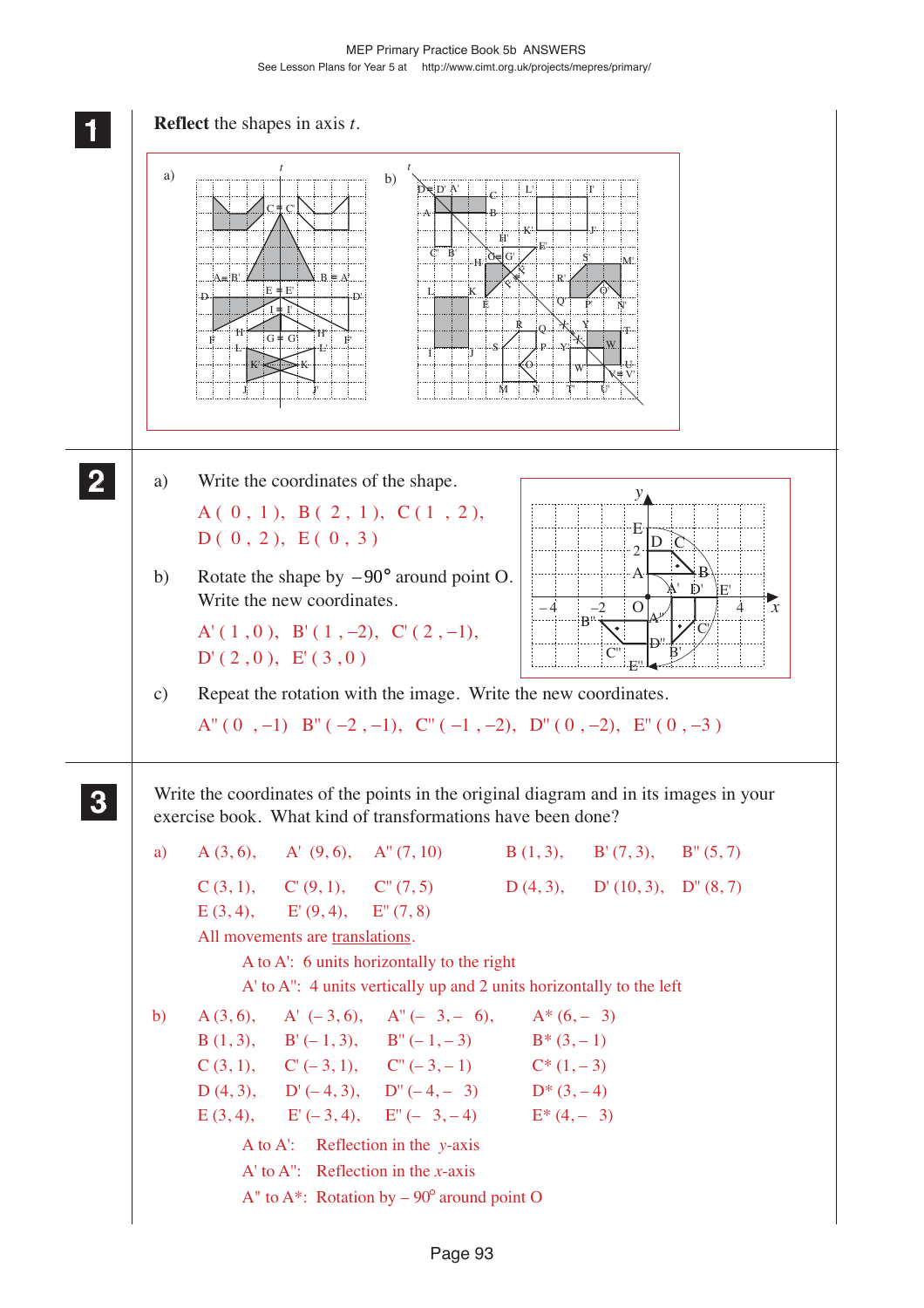**1** **Reflect** the shapes in axis $t$.

a) b)

**2** a) Write the coordinates of the shape.

A ( 0 , 1 ), B ( 2 , 1 ), C ( 1 , 2 ),
D ( 0 , 2 ), E ( 0 , 3 )

b) Rotate the shape by $-90°$ around point O.
Write the new coordinates.

A' ( 1 , 0 ), B' ( 1 , –2), C' ( 2 , –1),
D' ( 2 , 0 ), E' ( 3 , 0 )

c) Repeat the rotation with the image. Write the new coordinates.

A'' ( 0 , –1) B'' ( –2 , –1), C'' ( –1 , –2), D'' ( 0 , –2), E'' ( 0 , –3 )

**3** Write the coordinates of the points in the original diagram and in its images in your exercise book. What kind of transformations have been done?

a) A (3, 6), A' (9, 6), A'' (7, 10) B (1, 3), B' (7, 3), B'' (5, 7)

C (3, 1), C' (9, 1), C'' (7, 5) D (4, 3), D' (10, 3), D'' (8, 7)

E (3, 4), E' (9, 4), E'' (7, 8)

All movements are translations.

A to A': 6 units horizontally to the right

A' to A'': 4 units vertically up and 2 units horizontally to the left

b)

| | | | |
|---|---|---|---|
| A (3, 6), | A' (– 3, 6), | A'' (– 3, – 6), | A* (6, – 3) |
| B (1, 3), | B' (– 1, 3), | B'' (– 1, – 3) | B* (3, – 1) |
| C (3, 1), | C' (– 3, 1), | C'' (– 3, – 1) | C* (1, – 3) |
| D (4, 3), | D' (– 4, 3), | D'' (– 4, – 3) | D* (3, – 4) |
| E (3, 4), | E' (– 3, 4), | E'' (– 3, – 4) | E* (4, – 3) |

A to A': Reflection in the $y$-axis

A' to A'': Reflection in the $x$-axis

A'' to A*: Rotation by $-90°$ around point O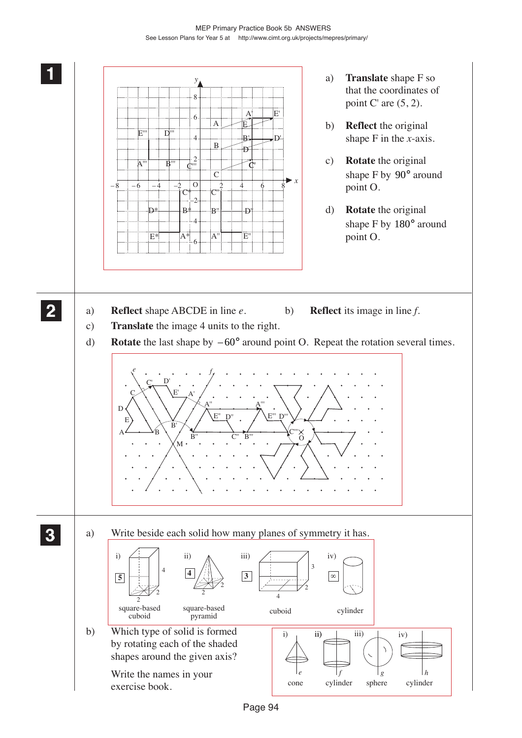**1**

a) **Translate** shape F so that the coordinates of point C' are (5, 2).

b) **Reflect** the original shape F in the $x$-axis.

c) **Rotate** the original shape F by $90°$ around point O.

d) **Rotate** the original shape F by $180°$ around point O.

**2**

a) **Reflect** shape ABCDE in line $e$.

b) **Reflect** its image in line $f$.

c) **Translate** the image 4 units to the right.

d) **Rotate** the last shape by $-60°$ around point O. Repeat the rotation several times.

**3**

a) Write beside each solid how many planes of symmetry it has.

i) square-based cuboid — **5**

ii) square-based pyramid — **4**

iii) cuboid — **3**

iv) cylinder — **∞**

b) Which type of solid is formed by rotating each of the shaded shapes around the given axis?

Write the names in your exercise book.

i) cone

ii) cylinder

iii) sphere

iv) cylinder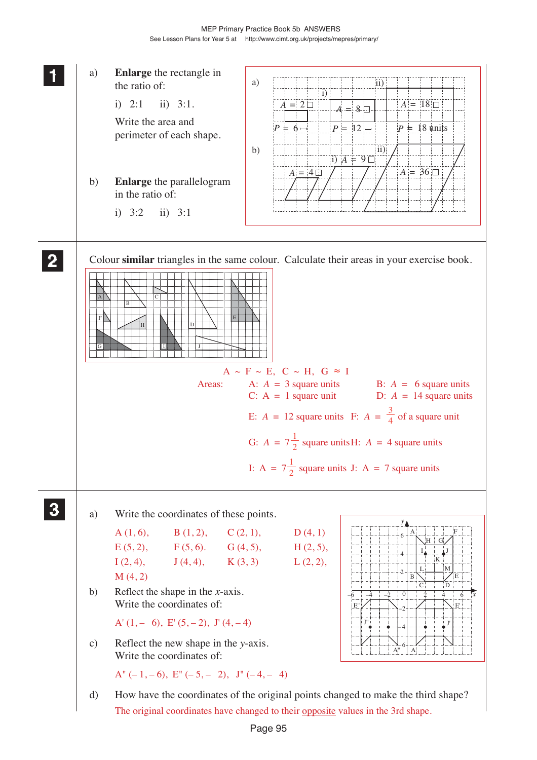**1**

a) **Enlarge** the rectangle in the ratio of:

i) 2:1 ii) 3:1.

Write the area and perimeter of each shape.

a) $A = 2$ □, $P = 6$ units; i) $A = 8$ □, $P = 12$ units; ii) $A = 18$ □, $P = 18$ units

b) **Enlarge** the parallelogram in the ratio of:

i) 3:2 ii) 3:1

b) $A = 4$ □; i) $A = 9$ □; ii) $A = 36$ □

**2**

Colour **similar** triangles in the same colour. Calculate their areas in your exercise book.

A ~ F ~ E, C ~ H, G ≈ I

Areas:

A: $A = 3$ square units  B: $A = 6$ square units

C: A = 1 square unit  D: $A = 14$ square units

E: $A = 12$ square units  F: $A = \frac{3}{4}$ of a square unit

G: $A = 7\frac{1}{2}$ square units  H: $A = 4$ square units

I: A = $7\frac{1}{2}$ square units  J: A = 7 square units

**3**

a) Write the coordinates of these points.

A (1, 6), B (1, 2), C (2, 1), D (4, 1)
E (5, 2), F (5, 6). G (4, 5), H (2, 5),
I (2, 4), J (4, 4), K (3, 3) L (2, 2),
M (4, 2)

b) Reflect the shape in the $x$-axis.
Write the coordinates of:

A' (1, – 6), E' (5, – 2), J' (4, – 4)

c) Reflect the new shape in the $y$-axis.
Write the coordinates of:

A'' (– 1, – 6), E'' (– 5, – 2), J'' (– 4, – 4)

d) How have the coordinates of the original points changed to make the third shape?

The original coordinates have changed to their opposite values in the 3rd shape.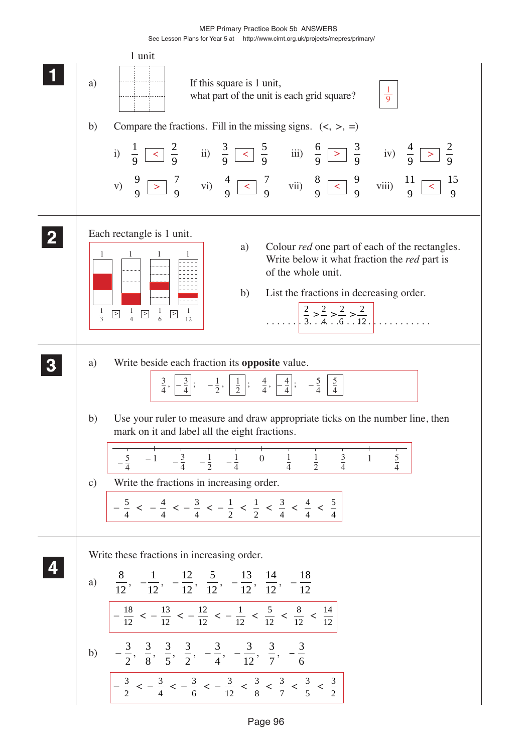**1**

a) 1 unit

If this square is 1 unit, what part of the unit is each grid square? $\frac{1}{9}$

b) Compare the fractions. Fill in the missing signs. (<, >, =)

i) $\frac{1}{9} < \frac{2}{9}$  ii) $\frac{3}{9} < \frac{5}{9}$  iii) $\frac{6}{9} > \frac{3}{9}$  iv) $\frac{4}{9} > \frac{2}{9}$

v) $\frac{9}{9} > \frac{7}{9}$  vi) $\frac{4}{9} < \frac{7}{9}$  vii) $\frac{8}{9} < \frac{9}{9}$  viii) $\frac{11}{9} < \frac{15}{9}$

**2**

Each rectangle is 1 unit.

1 1 1 1

$\frac{1}{3} > \frac{1}{4} > \frac{1}{6} > \frac{1}{12}$

a) Colour *red* one part of each of the rectangles. Write below it what fraction the *red* part is of the whole unit.

b) List the fractions in decreasing order.

$\frac{2}{3} > \frac{2}{4} > \frac{2}{6} > \frac{2}{12}$

**3**

a) Write beside each fraction its **opposite** value.

$\frac{3}{4}$, $-\frac{3}{4}$; $-\frac{1}{2}$, $\frac{1}{2}$; $\frac{4}{4}$, $-\frac{4}{4}$; $-\frac{5}{4}$, $\frac{5}{4}$

b) Use your ruler to measure and draw appropriate ticks on the number line, then mark on it and label all the eight fractions.

$-\frac{5}{4}$ $-1$ $-\frac{3}{4}$ $-\frac{1}{2}$ $-\frac{1}{4}$ $0$ $\frac{1}{4}$ $\frac{1}{2}$ $\frac{3}{4}$ $1$ $\frac{5}{4}$

c) Write the fractions in increasing order.

$-\frac{5}{4} < -\frac{4}{4} < -\frac{3}{4} < -\frac{1}{2} < \frac{1}{2} < \frac{3}{4} < \frac{4}{4} < \frac{5}{4}$

**4**

Write these fractions in increasing order.

a) $\frac{8}{12}$, $-\frac{1}{12}$, $-\frac{12}{12}$, $\frac{5}{12}$, $-\frac{13}{12}$, $\frac{14}{12}$, $-\frac{18}{12}$

$-\frac{18}{12} < -\frac{13}{12} < -\frac{12}{12} < -\frac{1}{12} < \frac{5}{12} < \frac{8}{12} < \frac{14}{12}$

b) $-\frac{3}{2}$, $\frac{3}{8}$, $\frac{3}{5}$, $\frac{3}{2}$, $-\frac{3}{4}$, $-\frac{3}{12}$, $\frac{3}{7}$, $-\frac{3}{6}$

$-\frac{3}{2} < -\frac{3}{4} < -\frac{3}{6} < -\frac{3}{12} < \frac{3}{8} < \frac{3}{7} < \frac{3}{5} < \frac{3}{2}$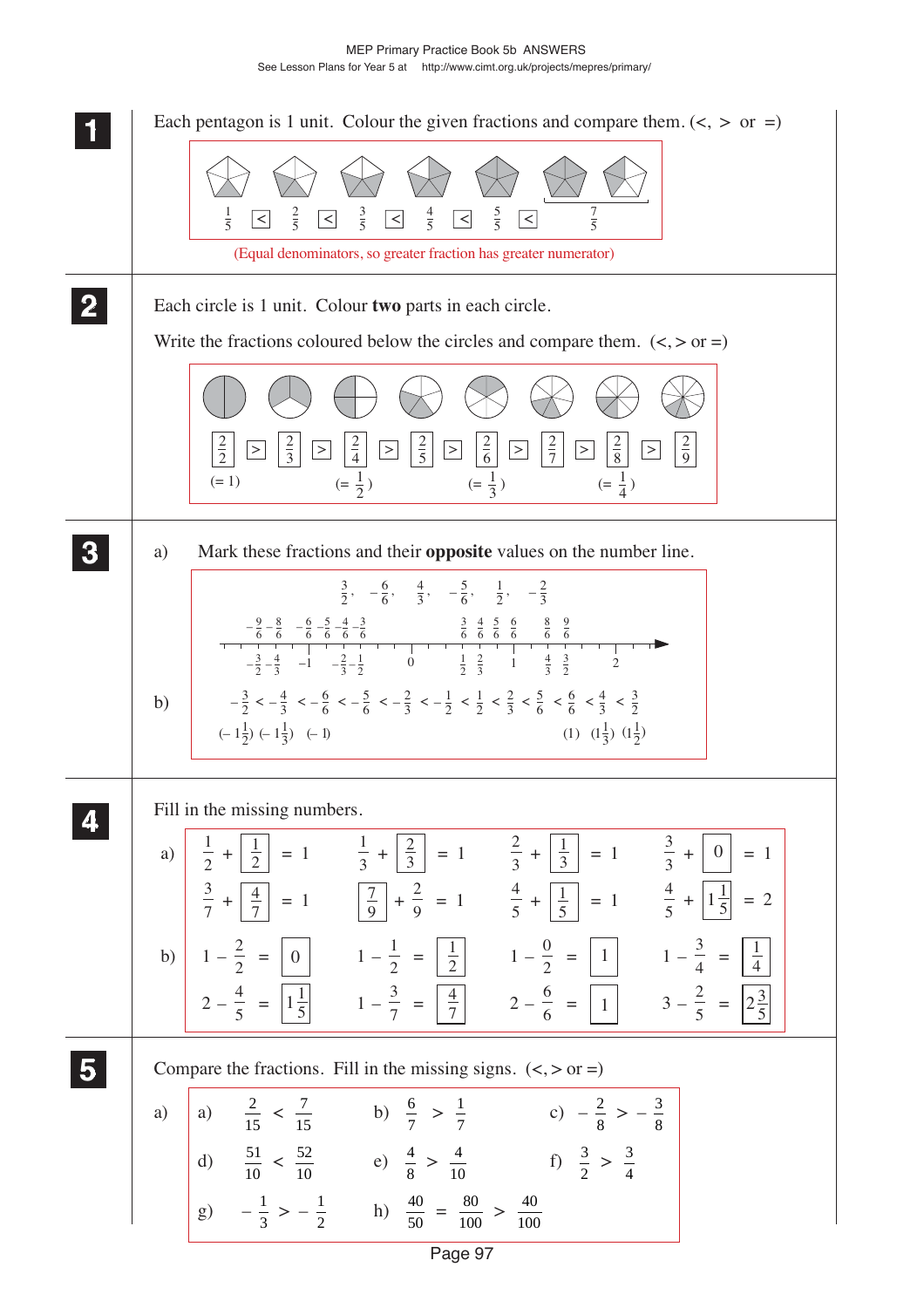**1** Each pentagon is 1 unit. Colour the given fractions and compare them. (<, > or =)

$\frac{1}{5}$ < $\frac{2}{5}$ < $\frac{3}{5}$ < $\frac{4}{5}$ < $\frac{5}{5}$ < $\frac{7}{5}$

(Equal denominators, so greater fraction has greater numerator)

**2** Each circle is 1 unit. Colour **two** parts in each circle.

Write the fractions coloured below the circles and compare them. (<, > or =)

$\frac{2}{2}$ > $\frac{2}{3}$ > $\frac{2}{4}$ > $\frac{2}{5}$ > $\frac{2}{6}$ > $\frac{2}{7}$ > $\frac{2}{8}$ > $\frac{2}{9}$

($\frac{2}{2}$ = 1), ($\frac{2}{4}$ = $\frac{1}{2}$), ($\frac{2}{6}$ = $\frac{1}{3}$), ($\frac{2}{8}$ = $\frac{1}{4}$)

**3**

a) Mark these fractions and their **opposite** values on the number line.

$\frac{3}{2}$, $-\frac{6}{6}$, $\frac{4}{3}$, $-\frac{5}{6}$, $\frac{1}{2}$, $-\frac{2}{3}$

Above the line: $-\frac{9}{6}$, $-\frac{8}{6}$, $-\frac{6}{6}$, $-\frac{5}{6}$, $-\frac{4}{6}$, $-\frac{3}{6}$, $\frac{3}{6}$, $\frac{4}{6}$, $\frac{5}{6}$, $\frac{6}{6}$, $\frac{8}{6}$, $\frac{9}{6}$

Below the line: $-\frac{3}{2}$, $-\frac{4}{3}$, $-1$, $-\frac{2}{3}$, $-\frac{1}{2}$, 0, $\frac{1}{2}$, $\frac{2}{3}$, 1, $\frac{4}{3}$, $\frac{3}{2}$, 2

b) $-\frac{3}{2} < -\frac{4}{3} < -\frac{6}{6} < -\frac{5}{6} < -\frac{2}{3} < -\frac{1}{2} < \frac{1}{2} < \frac{2}{3} < \frac{5}{6} < \frac{6}{6} < \frac{4}{3} < \frac{3}{2}$

($-1\frac{1}{2}$) ($-1\frac{1}{3}$) ($-1$) ... (1) ($1\frac{1}{3}$) ($1\frac{1}{2}$)

**4** Fill in the missing numbers.

a)

$\frac{1}{2} + \boxed{\frac{1}{2}} = 1$  $\frac{1}{3} + \boxed{\frac{2}{3}} = 1$  $\frac{2}{3} + \boxed{\frac{1}{3}} = 1$  $\frac{3}{3} + \boxed{0} = 1$

$\frac{3}{7} + \boxed{\frac{4}{7}} = 1$  $\boxed{\frac{7}{9}} + \frac{2}{9} = 1$  $\frac{4}{5} + \boxed{\frac{1}{5}} = 1$  $\frac{4}{5} + \boxed{1\frac{1}{5}} = 2$

b)

$1 - \frac{2}{2} = \boxed{0}$  $1 - \frac{1}{2} = \boxed{\frac{1}{2}}$  $1 - \frac{0}{2} = \boxed{1}$  $1 - \frac{3}{4} = \boxed{\frac{1}{4}}$

$2 - \frac{4}{5} = \boxed{1\frac{1}{5}}$  $1 - \frac{3}{7} = \boxed{\frac{4}{7}}$  $2 - \frac{6}{6} = \boxed{1}$  $3 - \frac{2}{5} = \boxed{2\frac{3}{5}}$

**5** Compare the fractions. Fill in the missing signs. (<, > or =)

a)

a) $\frac{2}{15} < \frac{7}{15}$  b) $\frac{6}{7} > \frac{1}{7}$  c) $-\frac{2}{8} > -\frac{3}{8}$

d) $\frac{51}{10} < \frac{52}{10}$  e) $\frac{4}{8} > \frac{4}{10}$  f) $\frac{3}{2} > \frac{3}{4}$

g) $-\frac{1}{3} > -\frac{1}{2}$  h) $\frac{40}{50} = \frac{80}{100} > \frac{40}{100}$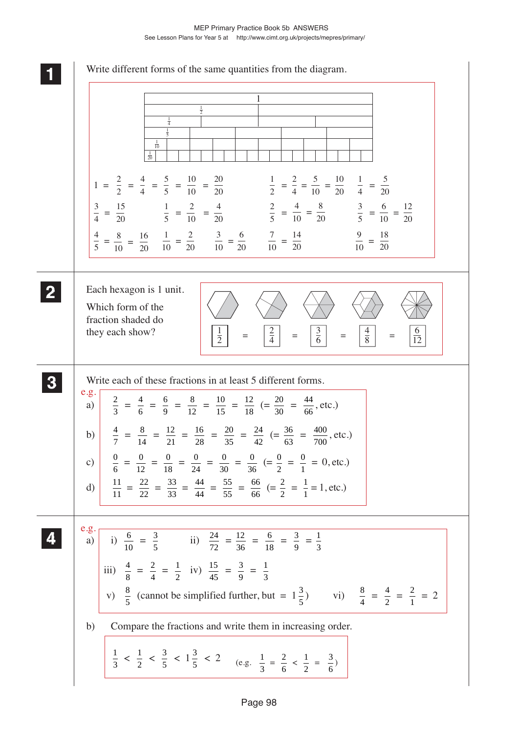## 1

Write different forms of the same quantities from the diagram.

| 1 | | | | | | | | | | | | | | | | | | | |
|---|---|---|---|---|---|---|---|---|---|---|---|---|---|---|---|---|---|---|---|
| $\frac{1}{2}$ | | | | | | | | | | | | | | | | | | | |
| $\frac{1}{4}$ | | | | | | | | | | | | | | | | | | | |
| $\frac{1}{5}$ | | | | | | | | | | | | | | | | | | | |
| $\frac{1}{10}$ | | | | | | | | | | | | | | | | | | | |
| $\frac{1}{20}$ | | | | | | | | | | | | | | | | | | | |

$1 = \frac{2}{2} = \frac{4}{4} = \frac{5}{5} = \frac{10}{10} = \frac{20}{20}$ $\quad \frac{1}{2} = \frac{2}{4} = \frac{5}{10} = \frac{10}{20}$ $\quad \frac{1}{4} = \frac{5}{20}$

$\frac{3}{4} = \frac{15}{20}$ $\quad \frac{1}{5} = \frac{2}{10} = \frac{4}{20}$ $\quad \frac{2}{5} = \frac{4}{10} = \frac{8}{20}$ $\quad \frac{3}{5} = \frac{6}{10} = \frac{12}{20}$

$\frac{4}{5} = \frac{8}{10} = \frac{16}{20}$ $\quad \frac{1}{10} = \frac{2}{20}$ $\quad \frac{3}{10} = \frac{6}{20}$ $\quad \frac{7}{10} = \frac{14}{20}$ $\quad \frac{9}{10} = \frac{18}{20}$

## 2

Each hexagon is 1 unit.

Which form of the fraction shaded do they each show?

$\boxed{\frac{1}{2}} = \boxed{\frac{2}{4}} = \boxed{\frac{3}{6}} = \boxed{\frac{4}{8}} = \boxed{\frac{6}{12}}$

## 3

Write each of these fractions in at least 5 different forms.

e.g.

a) $\frac{2}{3} = \frac{4}{6} = \frac{6}{9} = \frac{8}{12} = \frac{10}{15} = \frac{12}{18}$ $\left(= \frac{20}{30} = \frac{44}{66}\text{, etc.}\right)$

b) $\frac{4}{7} = \frac{8}{14} = \frac{12}{21} = \frac{16}{28} = \frac{20}{35} = \frac{24}{42}$ $\left(= \frac{36}{63} = \frac{400}{700}\text{, etc.}\right)$

c) $\frac{0}{6} = \frac{0}{12} = \frac{0}{18} = \frac{0}{24} = \frac{0}{30} = \frac{0}{36}$ $\left(= \frac{0}{2} = \frac{0}{1} = 0\text{, etc.}\right)$

d) $\frac{11}{11} = \frac{22}{22} = \frac{33}{33} = \frac{44}{44} = \frac{55}{55} = \frac{66}{66}$ $\left(= \frac{2}{2} = \frac{1}{1} = 1\text{, etc.}\right)$

## 4

e.g.

a) i) $\frac{6}{10} = \frac{3}{5}$ $\quad$ ii) $\frac{24}{72} = \frac{12}{36} = \frac{6}{18} = \frac{3}{9} = \frac{1}{3}$

iii) $\frac{4}{8} = \frac{2}{4} = \frac{1}{2}$ $\quad$ iv) $\frac{15}{45} = \frac{3}{9} = \frac{1}{3}$

v) $\frac{8}{5}$ (cannot be simplified further, but $= 1\frac{3}{5}$) $\quad$ vi) $\frac{8}{4} = \frac{4}{2} = \frac{2}{1} = 2$

b) Compare the fractions and write them in increasing order.

$\frac{1}{3} < \frac{1}{2} < \frac{3}{5} < 1\frac{3}{5} < 2$ $\quad$ (e.g. $\frac{1}{3} = \frac{2}{6} < \frac{1}{2} = \frac{3}{6}$)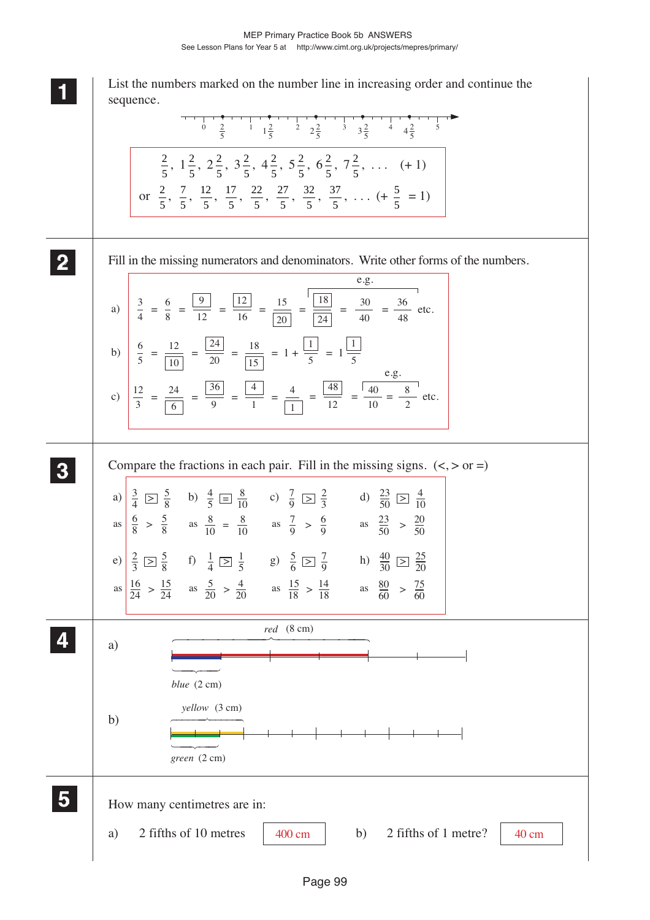**1** List the numbers marked on the number line in increasing order and continue the sequence.

Number line labels: 0, $\frac{2}{5}$, 1, $1\frac{2}{5}$, 2, $2\frac{2}{5}$, 3, $3\frac{2}{5}$, 4, $4\frac{2}{5}$, 5

$\frac{2}{5}$, $1\frac{2}{5}$, $2\frac{2}{5}$, $3\frac{2}{5}$, $4\frac{2}{5}$, $5\frac{2}{5}$, $6\frac{2}{5}$, $7\frac{2}{5}$, . . . (+ 1)

or $\frac{2}{5}$, $\frac{7}{5}$, $\frac{12}{5}$, $\frac{17}{5}$, $\frac{22}{5}$, $\frac{27}{5}$, $\frac{32}{5}$, $\frac{37}{5}$, . . . ($+\frac{5}{5} = 1$)

**2** Fill in the missing numerators and denominators. Write other forms of the numbers.

a) $\frac{3}{4} = \frac{6}{8} = \frac{9}{12} = \frac{12}{16} = \frac{15}{20} = \frac{18}{24} = \frac{30}{40} = \frac{36}{48}$ etc. (e.g.)

b) $\frac{6}{5} = \frac{12}{10} = \frac{24}{20} = \frac{18}{15} = 1 + \frac{1}{5} = 1\frac{1}{5}$

c) $\frac{12}{3} = \frac{24}{6} = \frac{36}{9} = \frac{4}{1} = \frac{4}{1} = \frac{48}{12} = \frac{40}{10} = \frac{8}{2}$ etc. (e.g.)

**3** Compare the fractions in each pair. Fill in the missing signs. (<, > or =)

a) $\frac{3}{4} > \frac{5}{8}$ as $\frac{6}{8} > \frac{5}{8}$

b) $\frac{4}{5} = \frac{8}{10}$ as $\frac{8}{10} = \frac{8}{10}$

c) $\frac{7}{9} > \frac{2}{3}$ as $\frac{7}{9} > \frac{6}{9}$

d) $\frac{23}{50} > \frac{4}{10}$ as $\frac{23}{50} > \frac{20}{50}$

e) $\frac{2}{3} > \frac{5}{8}$ as $\frac{16}{24} > \frac{15}{24}$

f) $\frac{1}{4} > \frac{1}{5}$ as $\frac{5}{20} > \frac{4}{20}$

g) $\frac{5}{6} > \frac{7}{9}$ as $\frac{15}{18} > \frac{14}{18}$

h) $\frac{40}{30} > \frac{25}{20}$ as $\frac{80}{60} > \frac{75}{60}$

**4**

a) *red* (8 cm)

*blue* (2 cm)

b) *yellow* (3 cm)

*green* (2 cm)

**5** How many centimetres are in:

a) 2 fifths of 10 metres — 400 cm

b) 2 fifths of 1 metre? — 40 cm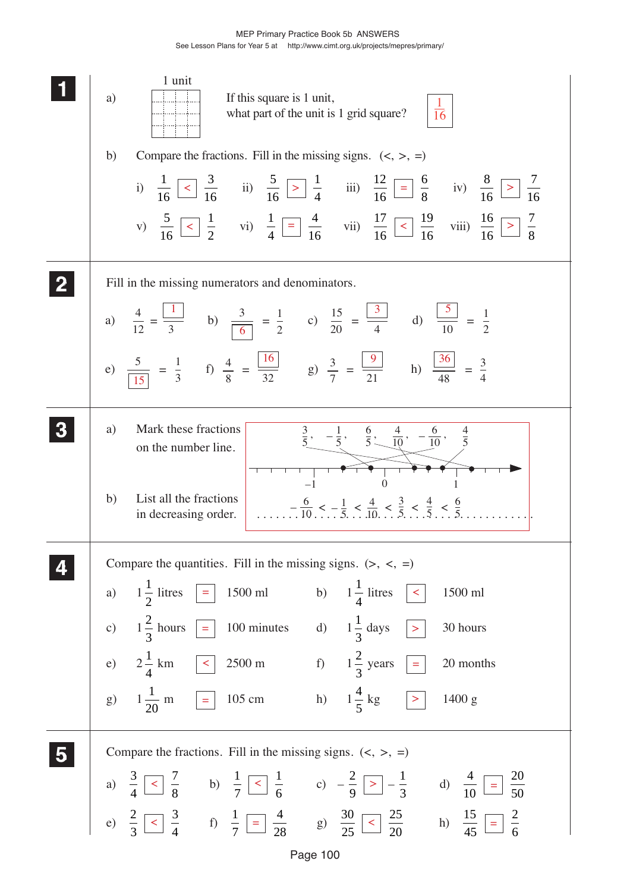## 1

a) 1 unit

If this square is 1 unit, what part of the unit is 1 grid square? $\frac{1}{16}$

b) Compare the fractions. Fill in the missing signs. (<, >, =)

i) $\frac{1}{16} < \frac{3}{16}$  ii) $\frac{5}{16} > \frac{1}{4}$  iii) $\frac{12}{16} = \frac{6}{8}$  iv) $\frac{8}{16} > \frac{7}{16}$

v) $\frac{5}{16} < \frac{1}{2}$  vi) $\frac{1}{4} = \frac{4}{16}$  vii) $\frac{17}{16} < \frac{19}{16}$  viii) $\frac{16}{16} > \frac{7}{8}$

## 2

Fill in the missing numerators and denominators.

a) $\frac{4}{12} = \frac{1}{3}$  b) $\frac{3}{6} = \frac{1}{2}$  c) $\frac{15}{20} = \frac{3}{4}$  d) $\frac{5}{10} = \frac{1}{2}$

e) $\frac{5}{15} = \frac{1}{3}$  f) $\frac{4}{8} = \frac{16}{32}$  g) $\frac{3}{7} = \frac{9}{21}$  h) $\frac{36}{48} = \frac{3}{4}$

## 3

a) Mark these fractions on the number line.

$\frac{3}{5}$, $-\frac{1}{5}$, $\frac{6}{5}$, $\frac{4}{10}$, $-\frac{6}{10}$, $\frac{4}{5}$

(number line marked at −1, 0, 1)

b) List all the fractions in decreasing order.

$-\frac{6}{10} < -\frac{1}{5} < \frac{4}{10} < \frac{3}{5} < \frac{4}{5} < \frac{6}{5}$

## 4

Compare the quantities. Fill in the missing signs. (>, <, =)

a) $1\frac{1}{2}$ litres = 1500 ml  b) $1\frac{1}{4}$ litres < 1500 ml

c) $1\frac{2}{3}$ hours = 100 minutes  d) $1\frac{1}{3}$ days > 30 hours

e) $2\frac{1}{4}$ km < 2500 m  f) $1\frac{2}{3}$ years = 20 months

g) $1\frac{1}{20}$ m = 105 cm  h) $1\frac{4}{5}$ kg > 1400 g

## 5

Compare the fractions. Fill in the missing signs. (<, >, =)

a) $\frac{3}{4} < \frac{7}{8}$  b) $\frac{1}{7} < \frac{1}{6}$  c) $-\frac{2}{9} > -\frac{1}{3}$  d) $\frac{4}{10} = \frac{20}{50}$

e) $\frac{2}{3} < \frac{3}{4}$  f) $\frac{1}{7} = \frac{4}{28}$  g) $\frac{30}{25} < \frac{25}{20}$  h) $\frac{15}{45} = \frac{2}{6}$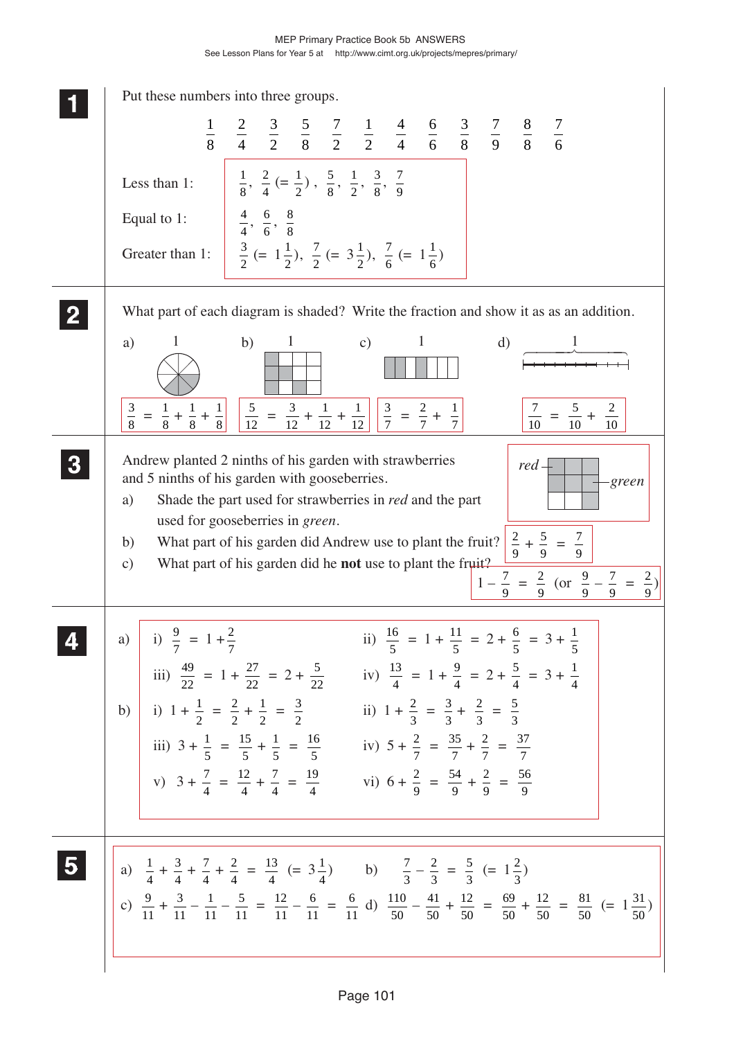**1** Put these numbers into three groups.

$$\frac{1}{8} \quad \frac{2}{4} \quad \frac{3}{2} \quad \frac{5}{8} \quad \frac{7}{2} \quad \frac{1}{2} \quad \frac{4}{4} \quad \frac{6}{6} \quad \frac{3}{8} \quad \frac{7}{9} \quad \frac{8}{8} \quad \frac{7}{6}$$

Less than 1: $\frac{1}{8}$, $\frac{2}{4}$ $(= \frac{1}{2})$, $\frac{5}{8}$, $\frac{1}{2}$, $\frac{3}{8}$, $\frac{7}{9}$

Equal to 1: $\frac{4}{4}$, $\frac{6}{6}$, $\frac{8}{8}$

Greater than 1: $\frac{3}{2}$ $(= 1\frac{1}{2})$, $\frac{7}{2}$ $(= 3\frac{1}{2})$, $\frac{7}{6}$ $(= 1\frac{1}{6})$

**2** What part of each diagram is shaded? Write the fraction and show it as as an addition.

a) $\frac{3}{8} = \frac{1}{8} + \frac{1}{8} + \frac{1}{8}$

b) $\frac{5}{12} = \frac{3}{12} + \frac{1}{12} + \frac{1}{12}$

c) $\frac{3}{7} = \frac{2}{7} + \frac{1}{7}$

d) $\frac{7}{10} = \frac{5}{10} + \frac{2}{10}$

**3** Andrew planted 2 ninths of his garden with strawberries and 5 ninths of his garden with gooseberries.

a) Shade the part used for strawberries in *red* and the part used for gooseberries in *green*.

*red* — *green*

b) What part of his garden did Andrew use to plant the fruit? $\frac{2}{9} + \frac{5}{9} = \frac{7}{9}$

c) What part of his garden did he **not** use to plant the fruit? $1 - \frac{7}{9} = \frac{2}{9}$ (or $\frac{9}{9} - \frac{7}{9} = \frac{2}{9}$)

**4**

a) i) $\frac{9}{7} = 1 + \frac{2}{7}$

ii) $\frac{16}{5} = 1 + \frac{11}{5} = 2 + \frac{6}{5} = 3 + \frac{1}{5}$

iii) $\frac{49}{22} = 1 + \frac{27}{22} = 2 + \frac{5}{22}$

iv) $\frac{13}{4} = 1 + \frac{9}{4} = 2 + \frac{5}{4} = 3 + \frac{1}{4}$

b) i) $1 + \frac{1}{2} = \frac{2}{2} + \frac{1}{2} = \frac{3}{2}$

ii) $1 + \frac{2}{3} = \frac{3}{3} + \frac{2}{3} = \frac{5}{3}$

iii) $3 + \frac{1}{5} = \frac{15}{5} + \frac{1}{5} = \frac{16}{5}$

iv) $5 + \frac{2}{7} = \frac{35}{7} + \frac{2}{7} = \frac{37}{7}$

v) $3 + \frac{7}{4} = \frac{12}{4} + \frac{7}{4} = \frac{19}{4}$

vi) $6 + \frac{2}{9} = \frac{54}{9} + \frac{2}{9} = \frac{56}{9}$

**5**

a) $\frac{1}{4} + \frac{3}{4} + \frac{7}{4} + \frac{2}{4} = \frac{13}{4}$ $(= 3\frac{1}{4})$

b) $\frac{7}{3} - \frac{2}{3} = \frac{5}{3}$ $(= 1\frac{2}{3})$

c) $\frac{9}{11} + \frac{3}{11} - \frac{1}{11} - \frac{5}{11} = \frac{12}{11} - \frac{6}{11} = \frac{6}{11}$

d) $\frac{110}{50} - \frac{41}{50} + \frac{12}{50} = \frac{69}{50} + \frac{12}{50} = \frac{81}{50}$ $(= 1\frac{31}{50})$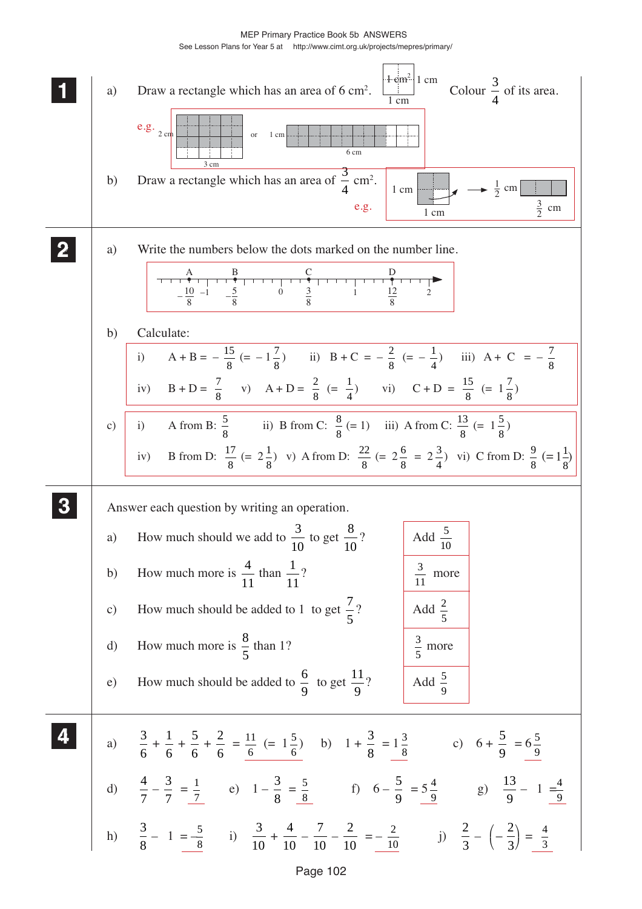**1**

a) Draw a rectangle which has an area of 6 cm². (1 cm² square: 1 cm × 1 cm) Colour $\frac{3}{4}$ of its area.

e.g. 2 cm × 3 cm rectangle, or 1 cm × 6 cm rectangle

b) Draw a rectangle which has an area of $\frac{3}{4}$ cm².

e.g. 1 cm × 1 cm square with $\frac{3}{4}$ shaded → $\frac{1}{2}$ cm × $\frac{3}{2}$ cm rectangle

**2**

a) Write the numbers below the dots marked on the number line.

A: $-\frac{10}{8}$, B: $-\frac{5}{8}$, C: $\frac{3}{8}$, D: $\frac{12}{8}$ (markings: $-1$, 0, 1, 2)

b) Calculate:

i) $A + B = -\frac{15}{8}$ $(= -1\frac{7}{8})$ ii) $B + C = -\frac{2}{8}$ $(= -\frac{1}{4})$ iii) $A + C = -\frac{7}{8}$

iv) $B + D = \frac{7}{8}$ v) $A + D = \frac{2}{8}$ $(= \frac{1}{4})$ vi) $C + D = \frac{15}{8}$ $(= 1\frac{7}{8})$

c) i) A from B: $\frac{5}{8}$ ii) B from C: $\frac{8}{8}$ $(= 1)$ iii) A from C: $\frac{13}{8}$ $(= 1\frac{5}{8})$

iv) B from D: $\frac{17}{8}$ $(= 2\frac{1}{8})$ v) A from D: $\frac{22}{8}$ $(= 2\frac{6}{8} = 2\frac{3}{4})$ vi) C from D: $\frac{9}{8}$ $(= 1\frac{1}{8})$

**3**

Answer each question by writing an operation.

a) How much should we add to $\frac{3}{10}$ to get $\frac{8}{10}$? Add $\frac{5}{10}$

b) How much more is $\frac{4}{11}$ than $\frac{1}{11}$? $\frac{3}{11}$ more

c) How much should be added to 1 to get $\frac{7}{5}$? Add $\frac{2}{5}$

d) How much more is $\frac{8}{5}$ than 1? $\frac{3}{5}$ more

e) How much should be added to $\frac{6}{9}$ to get $\frac{11}{9}$? Add $\frac{5}{9}$

**4**

a) $\frac{3}{6} + \frac{1}{6} + \frac{5}{6} + \frac{2}{6} = \frac{11}{6}$ $(= 1\frac{5}{6})$ b) $1 + \frac{3}{8} = 1\frac{3}{8}$ c) $6 + \frac{5}{9} = 6\frac{5}{9}$

d) $\frac{4}{7} - \frac{3}{7} = \frac{1}{7}$ e) $1 - \frac{3}{8} = \frac{5}{8}$ f) $6 - \frac{5}{9} = 5\frac{4}{9}$ g) $\frac{13}{9} - 1 = \frac{4}{9}$

h) $\frac{3}{8} - 1 = -\frac{5}{8}$ i) $\frac{3}{10} + \frac{4}{10} - \frac{7}{10} - \frac{2}{10} = -\frac{2}{10}$ j) $\frac{2}{3} - \left(-\frac{2}{3}\right) = \frac{4}{3}$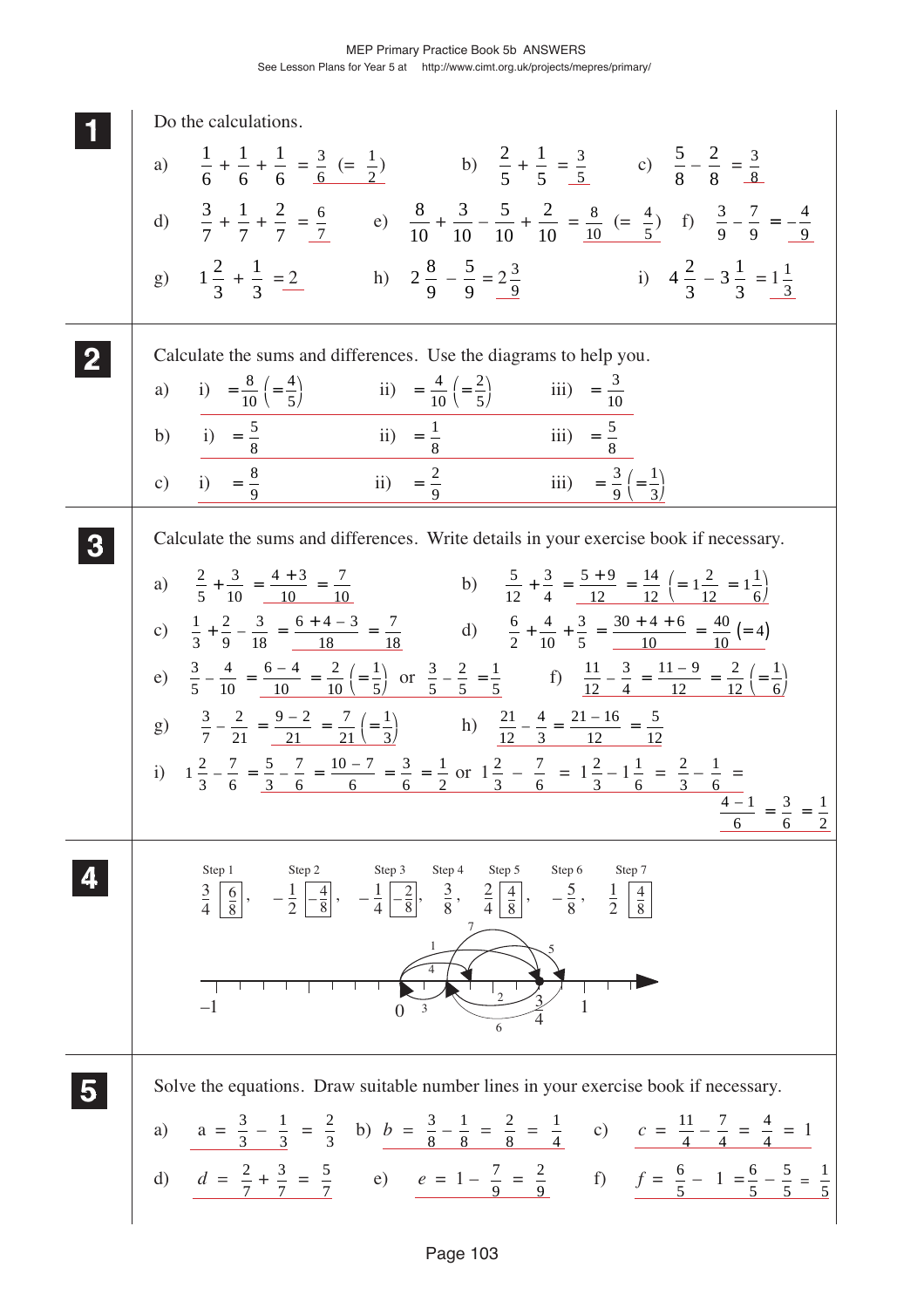**1** Do the calculations.

a) $\frac{1}{6} + \frac{1}{6} + \frac{1}{6} = \frac{3}{6}$ $\left(= \frac{1}{2}\right)$  b) $\frac{2}{5} + \frac{1}{5} = \frac{3}{5}$  c) $\frac{5}{8} - \frac{2}{8} = \frac{3}{8}$

d) $\frac{3}{7} + \frac{1}{7} + \frac{2}{7} = \frac{6}{7}$  e) $\frac{8}{10} + \frac{3}{10} - \frac{5}{10} + \frac{2}{10} = \frac{8}{10}$ $\left(= \frac{4}{5}\right)$  f) $\frac{3}{9} - \frac{7}{9} = -\frac{4}{9}$

g) $1\frac{2}{3} + \frac{1}{3} = 2$  h) $2\frac{8}{9} - \frac{5}{9} = 2\frac{3}{9}$  i) $4\frac{2}{3} - 3\frac{1}{3} = 1\frac{1}{3}$

**2** Calculate the sums and differences. Use the diagrams to help you.

a) i) $= \frac{8}{10}$ $\left(= \frac{4}{5}\right)$  ii) $= \frac{4}{10}$ $\left(= \frac{2}{5}\right)$  iii) $= \frac{3}{10}$

b) i) $= \frac{5}{8}$  ii) $= \frac{1}{8}$  iii) $= \frac{5}{8}$

c) i) $= \frac{8}{9}$  ii) $= \frac{2}{9}$  iii) $= \frac{3}{9}$ $\left(= \frac{1}{3}\right)$

**3** Calculate the sums and differences. Write details in your exercise book if necessary.

a) $\frac{2}{5} + \frac{3}{10} = \frac{4+3}{10} = \frac{7}{10}$  b) $\frac{5}{12} + \frac{3}{4} = \frac{5+9}{12} = \frac{14}{12}$ $\left(= 1\frac{2}{12} = 1\frac{1}{6}\right)$

c) $\frac{1}{3} + \frac{2}{9} - \frac{3}{18} = \frac{6+4-3}{18} = \frac{7}{18}$  d) $\frac{6}{2} + \frac{4}{10} + \frac{3}{5} = \frac{30+4+6}{10} = \frac{40}{10}$ $(= 4)$

e) $\frac{3}{5} - \frac{4}{10} = \frac{6-4}{10} = \frac{2}{10}$ $\left(= \frac{1}{5}\right)$ or $\frac{3}{5} - \frac{2}{5} = \frac{1}{5}$  f) $\frac{11}{12} - \frac{3}{4} = \frac{11-9}{12} = \frac{2}{12}$ $\left(= \frac{1}{6}\right)$

g) $\frac{3}{7} - \frac{2}{21} = \frac{9-2}{21} = \frac{7}{21}$ $\left(= \frac{1}{3}\right)$  h) $\frac{21}{12} - \frac{4}{3} = \frac{21-16}{12} = \frac{5}{12}$

i) $1\frac{2}{3} - \frac{7}{6} = \frac{5}{3} - \frac{7}{6} = \frac{10-7}{6} = \frac{3}{6} = \frac{1}{2}$ or $1\frac{2}{3} - \frac{7}{6} = 1\frac{2}{3} - 1\frac{1}{6} = \frac{2}{3} - \frac{1}{6} = \frac{4-1}{6} = \frac{3}{6} = \frac{1}{2}$

**4**

Step 1: $\frac{3}{4}$ $\boxed{\frac{6}{8}}$, Step 2: $-\frac{1}{2}$ $\boxed{-\frac{4}{8}}$, Step 3: $-\frac{1}{4}$ $\boxed{-\frac{2}{8}}$, Step 4: $\frac{3}{8}$, Step 5: $\frac{2}{4}$ $\boxed{\frac{4}{8}}$, Step 6: $-\frac{5}{8}$, Step 7: $\frac{1}{2}$ $\boxed{\frac{4}{8}}$

(Number line from $-1$ to $1$ showing steps 1–7, starting at 0 and ending at $\frac{3}{4}$.)

**5** Solve the equations. Draw suitable number lines in your exercise book if necessary.

a) $a = \frac{3}{3} - \frac{1}{3} = \frac{2}{3}$  b) $b = \frac{3}{8} - \frac{1}{8} = \frac{2}{8} = \frac{1}{4}$  c) $c = \frac{11}{4} - \frac{7}{4} = \frac{4}{4} = 1$

d) $d = \frac{2}{7} + \frac{3}{7} = \frac{5}{7}$  e) $e = 1 - \frac{7}{9} = \frac{2}{9}$  f) $f = \frac{6}{5} - 1 = \frac{6}{5} - \frac{5}{5} = \frac{1}{5}$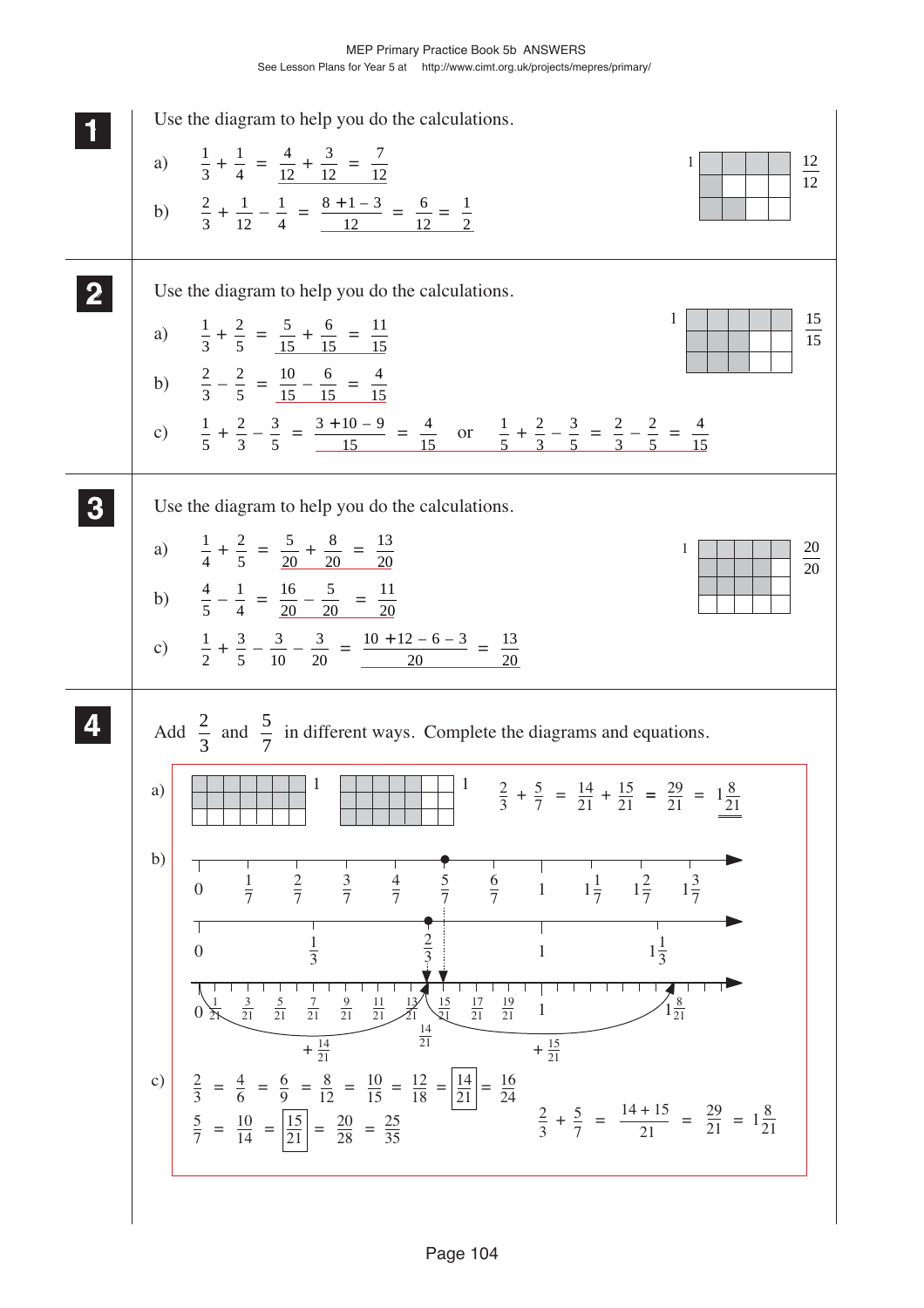**1** Use the diagram to help you do the calculations.

a) $\frac{1}{3} + \frac{1}{4} = \frac{4}{12} + \frac{3}{12} = \frac{7}{12}$

b) $\frac{2}{3} + \frac{1}{12} - \frac{1}{4} = \frac{8 + 1 - 3}{12} = \frac{6}{12} = \frac{1}{2}$

1 $\frac{12}{12}$

**2** Use the diagram to help you do the calculations.

a) $\frac{1}{3} + \frac{2}{5} = \frac{5}{15} + \frac{6}{15} = \frac{11}{15}$

b) $\frac{2}{3} - \frac{2}{5} = \frac{10}{15} - \frac{6}{15} = \frac{4}{15}$

c) $\frac{1}{5} + \frac{2}{3} - \frac{3}{5} = \frac{3 + 10 - 9}{15} = \frac{4}{15}$ or $\frac{1}{5} + \frac{2}{3} - \frac{3}{5} = \frac{2}{3} - \frac{2}{5} = \frac{4}{15}$

1 $\frac{15}{15}$

**3** Use the diagram to help you do the calculations.

a) $\frac{1}{4} + \frac{2}{5} = \frac{5}{20} + \frac{8}{20} = \frac{13}{20}$

b) $\frac{4}{5} - \frac{1}{4} = \frac{16}{20} - \frac{5}{20} = \frac{11}{20}$

c) $\frac{1}{2} + \frac{3}{5} - \frac{3}{10} - \frac{3}{20} = \frac{10 + 12 - 6 - 3}{20} = \frac{13}{20}$

1 $\frac{20}{20}$

**4** Add $\frac{2}{3}$ and $\frac{5}{7}$ in different ways. Complete the diagrams and equations.

a) 1 1 $\frac{2}{3} + \frac{5}{7} = \frac{14}{21} + \frac{15}{21} = \frac{29}{21} = 1\frac{8}{21}$

b) Number lines:

0, $\frac{1}{7}$, $\frac{2}{7}$, $\frac{3}{7}$, $\frac{4}{7}$, $\frac{5}{7}$, $\frac{6}{7}$, 1, $1\frac{1}{7}$, $1\frac{2}{7}$, $1\frac{3}{7}$

0, $\frac{1}{3}$, $\frac{2}{3}$, 1, $1\frac{1}{3}$

0, $\frac{1}{21}$, $\frac{3}{21}$, $\frac{5}{21}$, $\frac{7}{21}$, $\frac{9}{21}$, $\frac{11}{21}$, $\frac{13}{21}$, $\frac{14}{21}$, $\frac{15}{21}$, $\frac{17}{21}$, $\frac{19}{21}$, 1, $1\frac{8}{21}$

$+\frac{14}{21}$ $+\frac{15}{21}$

c) $\frac{2}{3} = \frac{4}{6} = \frac{6}{9} = \frac{8}{12} = \frac{10}{15} = \frac{12}{18} = \boxed{\frac{14}{21}} = \frac{16}{24}$

$\frac{5}{7} = \frac{10}{14} = \boxed{\frac{15}{21}} = \frac{20}{28} = \frac{25}{35}$

$\frac{2}{3} + \frac{5}{7} = \frac{14 + 15}{21} = \frac{29}{21} = 1\frac{8}{21}$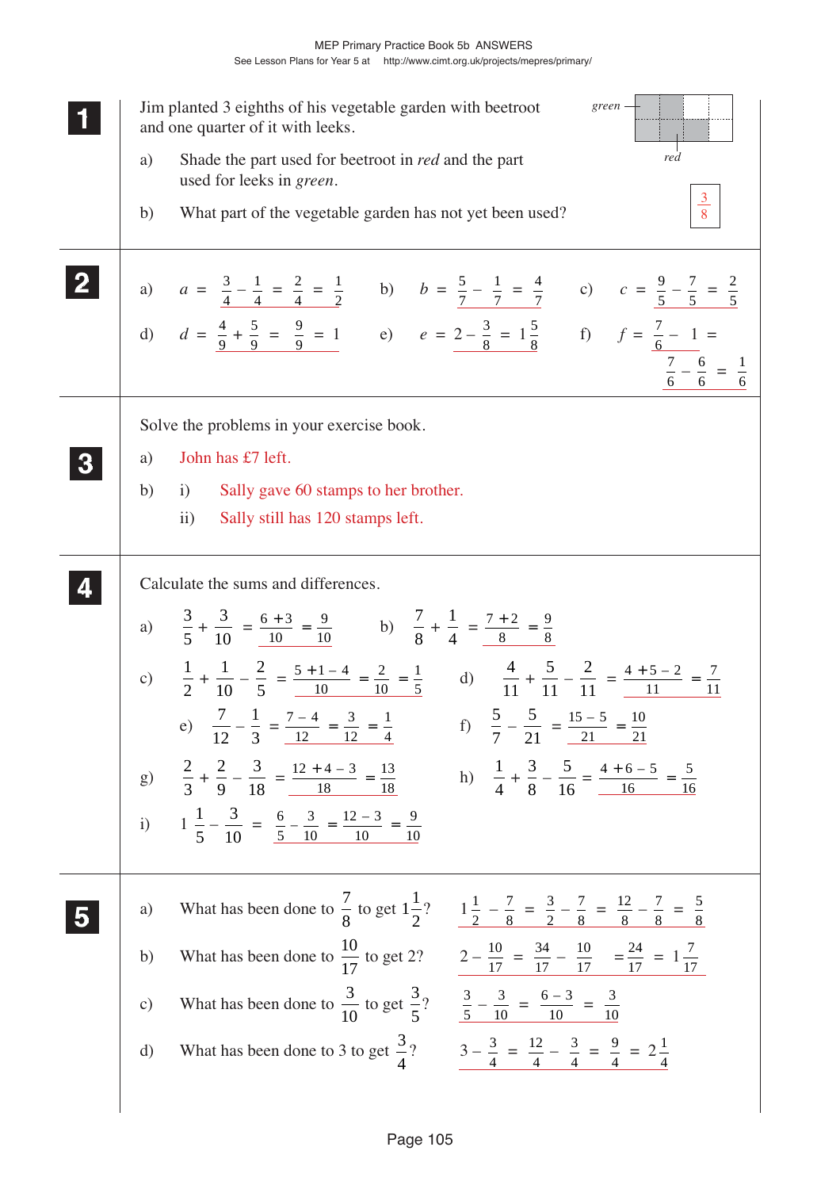## 1

Jim planted 3 eighths of his vegetable garden with beetroot and one quarter of it with leeks.

a) Shade the part used for beetroot in *red* and the part used for leeks in *green*.

*green* — *red*

b) What part of the vegetable garden has not yet been used? $\frac{3}{8}$

## 2

a) $a = \frac{3}{4} - \frac{1}{4} = \frac{2}{4} = \frac{1}{2}$

b) $b = \frac{5}{7} - \frac{1}{7} = \frac{4}{7}$

c) $c = \frac{9}{5} - \frac{7}{5} = \frac{2}{5}$

d) $d = \frac{4}{9} + \frac{5}{9} = \frac{9}{9} = 1$

e) $e = 2 - \frac{3}{8} = 1\frac{5}{8}$

f) $f = \frac{7}{6} - 1 = \frac{7}{6} - \frac{6}{6} = \frac{1}{6}$

## 3

Solve the problems in your exercise book.

a) John has £7 left.

b) i) Sally gave 60 stamps to her brother.

ii) Sally still has 120 stamps left.

## 4

Calculate the sums and differences.

a) $\frac{3}{5} + \frac{3}{10} = \frac{6+3}{10} = \frac{9}{10}$

b) $\frac{7}{8} + \frac{1}{4} = \frac{7+2}{8} = \frac{9}{8}$

c) $\frac{1}{2} + \frac{1}{10} - \frac{2}{5} = \frac{5+1-4}{10} = \frac{2}{10} = \frac{1}{5}$

d) $\frac{4}{11} + \frac{5}{11} - \frac{2}{11} = \frac{4+5-2}{11} = \frac{7}{11}$

e) $\frac{7}{12} - \frac{1}{3} = \frac{7-4}{12} = \frac{3}{12} = \frac{1}{4}$

f) $\frac{5}{7} - \frac{5}{21} = \frac{15-5}{21} = \frac{10}{21}$

g) $\frac{2}{3} + \frac{2}{9} - \frac{3}{18} = \frac{12+4-3}{18} = \frac{13}{18}$

h) $\frac{1}{4} + \frac{3}{8} - \frac{5}{16} = \frac{4+6-5}{16} = \frac{5}{16}$

i) $1\frac{1}{5} - \frac{3}{10} = \frac{6}{5} - \frac{3}{10} = \frac{12-3}{10} = \frac{9}{10}$

## 5

a) What has been done to $\frac{7}{8}$ to get $1\frac{1}{2}$? $1\frac{1}{2} - \frac{7}{8} = \frac{3}{2} - \frac{7}{8} = \frac{12}{8} - \frac{7}{8} = \frac{5}{8}$

b) What has been done to $\frac{10}{17}$ to get 2? $2 - \frac{10}{17} = \frac{34}{17} - \frac{10}{17} = \frac{24}{17} = 1\frac{7}{17}$

c) What has been done to $\frac{3}{10}$ to get $\frac{3}{5}$? $\frac{3}{5} - \frac{3}{10} = \frac{6-3}{10} = \frac{3}{10}$

d) What has been done to 3 to get $\frac{3}{4}$? $3 - \frac{3}{4} = \frac{12}{4} - \frac{3}{4} = \frac{9}{4} = 2\frac{1}{4}$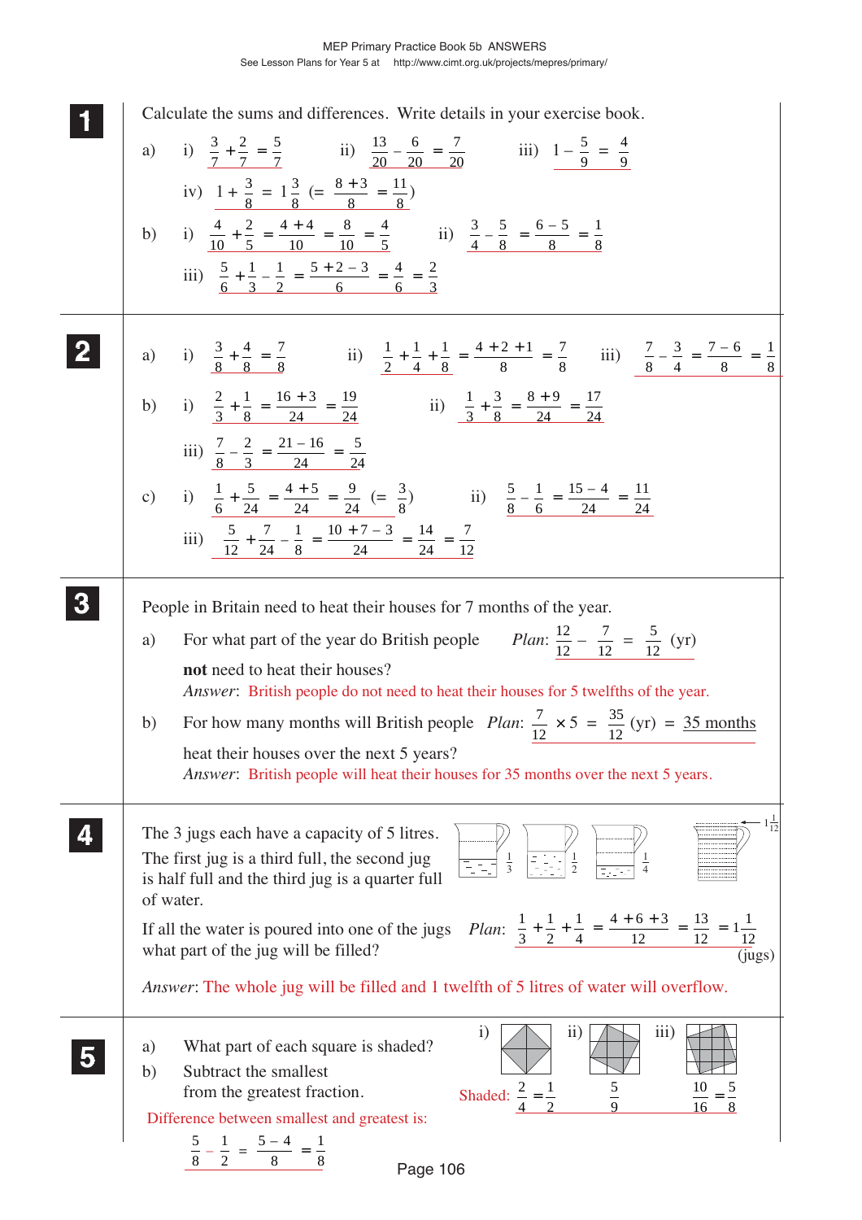**1** Calculate the sums and differences. Write details in your exercise book.

a) i) $\frac{3}{7} + \frac{2}{7} = \frac{5}{7}$  ii) $\frac{13}{20} - \frac{6}{20} = \frac{7}{20}$  iii) $1 - \frac{5}{9} = \frac{4}{9}$

iv) $1 + \frac{3}{8} = 1\frac{3}{8}$ $\left(= \frac{8+3}{8} = \frac{11}{8}\right)$

b) i) $\frac{4}{10} + \frac{2}{5} = \frac{4+4}{10} = \frac{8}{10} = \frac{4}{5}$  ii) $\frac{3}{4} - \frac{5}{8} = \frac{6-5}{8} = \frac{1}{8}$

iii) $\frac{5}{6} + \frac{1}{3} - \frac{1}{2} = \frac{5+2-3}{6} = \frac{4}{6} = \frac{2}{3}$

**2**

a) i) $\frac{3}{8} + \frac{4}{8} = \frac{7}{8}$  ii) $\frac{1}{2} + \frac{1}{4} + \frac{1}{8} = \frac{4+2+1}{8} = \frac{7}{8}$  iii) $\frac{7}{8} - \frac{3}{4} = \frac{7-6}{8} = \frac{1}{8}$

b) i) $\frac{2}{3} + \frac{1}{8} = \frac{16+3}{24} = \frac{19}{24}$  ii) $\frac{1}{3} + \frac{3}{8} = \frac{8+9}{24} = \frac{17}{24}$

iii) $\frac{7}{8} - \frac{2}{3} = \frac{21-16}{24} = \frac{5}{24}$

c) i) $\frac{1}{6} + \frac{5}{24} = \frac{4+5}{24} = \frac{9}{24}$ $\left(= \frac{3}{8}\right)$  ii) $\frac{5}{8} - \frac{1}{6} = \frac{15-4}{24} = \frac{11}{24}$

iii) $\frac{5}{12} + \frac{7}{24} - \frac{1}{8} = \frac{10+7-3}{24} = \frac{14}{24} = \frac{7}{12}$

**3** People in Britain need to heat their houses for 7 months of the year.

a) For what part of the year do British people **not** need to heat their houses?

*Plan*: $\frac{12}{12} - \frac{7}{12} = \frac{5}{12}$ (yr)

*Answer*: British people do not need to heat their houses for 5 twelfths of the year.

b) For how many months will British people heat their houses over the next 5 years?

*Plan*: $\frac{7}{12} \times 5 = \frac{35}{12}$ (yr) $=$ 35 months

*Answer*: British people will heat their houses for 35 months over the next 5 years.

**4** The 3 jugs each have a capacity of 5 litres. The first jug is a third full, the second jug is half full and the third jug is a quarter full of water.

If all the water is poured into one of the jugs what part of the jug will be filled?

*Plan*: $\frac{1}{3} + \frac{1}{2} + \frac{1}{4} = \frac{4+6+3}{12} = \frac{13}{12} = 1\frac{1}{12}$ (jugs)

*Answer*: The whole jug will be filled and 1 twelfth of 5 litres of water will overflow.

**5**

a) What part of each square is shaded?

b) Subtract the smallest from the greatest fraction.

Shaded: i) $\frac{2}{4} = \frac{1}{2}$  ii) $\frac{5}{9}$  iii) $\frac{10}{16} = \frac{5}{8}$

Difference between smallest and greatest is:

$\frac{5}{8} - \frac{1}{2} = \frac{5-4}{8} = \frac{1}{8}$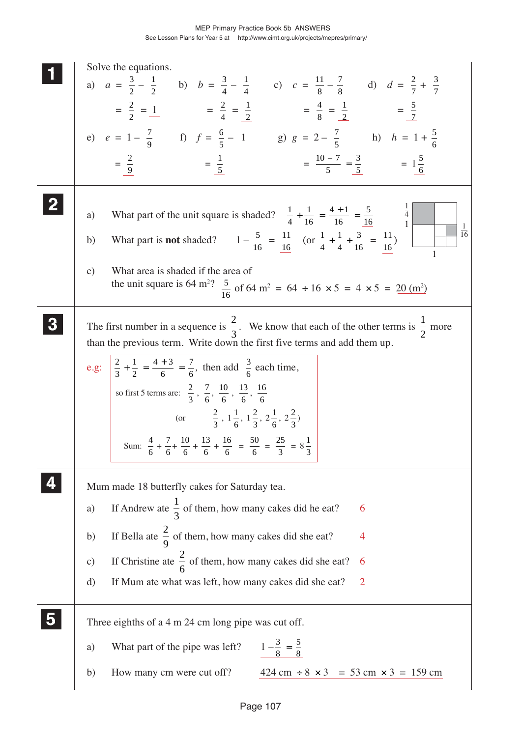## 1

Solve the equations.

a) $a = \frac{3}{2} - \frac{1}{2} = \frac{2}{2} = \underline{1}$

b) $b = \frac{3}{4} - \frac{1}{4} = \frac{2}{4} = \underline{\frac{1}{2}}$

c) $c = \frac{11}{8} - \frac{7}{8} = \frac{4}{8} = \underline{\frac{1}{2}}$

d) $d = \frac{2}{7} + \frac{3}{7} = \underline{\frac{5}{7}}$

e) $e = 1 - \frac{7}{9} = \underline{\frac{2}{9}}$

f) $f = \frac{6}{5} - 1 = \underline{\frac{1}{5}}$

g) $g = 2 - \frac{7}{5} = \frac{10-7}{5} = \underline{\frac{3}{5}}$

h) $h = 1 + \frac{5}{6} = \underline{1\frac{5}{6}}$

## 2

a) What part of the unit square is shaded? $\frac{1}{4} + \frac{1}{16} = \frac{4+1}{16} = \underline{\frac{5}{16}}$

b) What part is **not** shaded? $1 - \frac{5}{16} = \underline{\frac{11}{16}}$ (or $\frac{1}{4} + \frac{1}{4} + \frac{3}{16} = \underline{\frac{11}{16}}$)

(Diagram labels: $\frac{1}{4}$, 1, $\frac{1}{16}$, 1)

c) What area is shaded if the area of the unit square is 64 m²? $\frac{5}{16}$ of 64 m² $= 64 \div 16 \times 5 = 4 \times 5 = \underline{20\ (\text{m}^2)}$

## 3

The first number in a sequence is $\frac{2}{3}$. We know that each of the other terms is $\frac{1}{2}$ more than the previous term. Write down the first five terms and add them up.

e.g.: $\frac{2}{3} + \frac{1}{2} = \frac{4+3}{6} = \frac{7}{6}$, then add $\frac{3}{6}$ each time,

so first 5 terms are: $\frac{2}{3}, \frac{7}{6}, \frac{10}{6}, \frac{13}{6}, \frac{16}{6}$

(or $\frac{2}{3}, 1\frac{1}{6}, 1\frac{2}{3}, 2\frac{1}{6}, 2\frac{2}{3}$)

Sum: $\frac{4}{6} + \frac{7}{6} + \frac{10}{6} + \frac{13}{6} + \frac{16}{6} = \frac{50}{6} = \frac{25}{3} = 8\frac{1}{3}$

## 4

Mum made 18 butterfly cakes for Saturday tea.

a) If Andrew ate $\frac{1}{3}$ of them, how many cakes did he eat? 6

b) If Bella ate $\frac{2}{9}$ of them, how many cakes did she eat? 4

c) If Christine ate $\frac{2}{6}$ of them, how many cakes did she eat? 6

d) If Mum ate what was left, how many cakes did she eat? 2

## 5

Three eighths of a 4 m 24 cm long pipe was cut off.

a) What part of the pipe was left? $\underline{1 - \frac{3}{8} = \frac{5}{8}}$

b) How many cm were cut off? $\underline{424 \text{ cm} \div 8 \times 3 = 53 \text{ cm} \times 3 = 159 \text{ cm}}$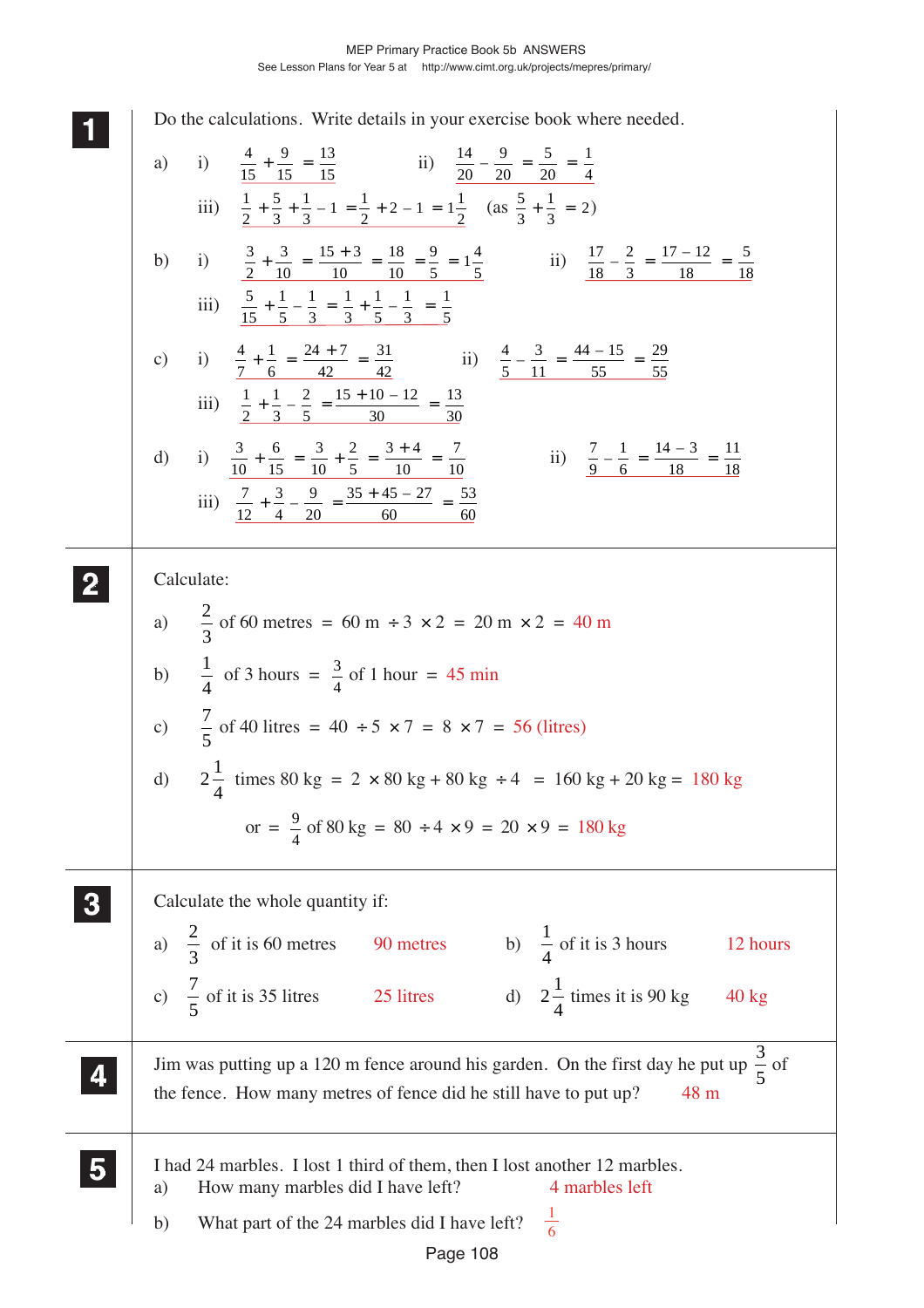**1** Do the calculations. Write details in your exercise book where needed.

a) i) $\frac{4}{15} + \frac{9}{15} = \frac{13}{15}$ ii) $\frac{14}{20} - \frac{9}{20} = \frac{5}{20} = \frac{1}{4}$

iii) $\frac{1}{2} + \frac{5}{3} + \frac{1}{3} - 1 = \frac{1}{2} + 2 - 1 = 1\frac{1}{2}$ (as $\frac{5}{3} + \frac{1}{3} = 2$)

b) i) $\frac{3}{2} + \frac{3}{10} = \frac{15+3}{10} = \frac{18}{10} = \frac{9}{5} = 1\frac{4}{5}$ ii) $\frac{17}{18} - \frac{2}{3} = \frac{17-12}{18} = \frac{5}{18}$

iii) $\frac{5}{15} + \frac{1}{5} - \frac{1}{3} = \frac{1}{3} + \frac{1}{5} - \frac{1}{3} = \frac{1}{5}$

c) i) $\frac{4}{7} + \frac{1}{6} = \frac{24+7}{42} = \frac{31}{42}$ ii) $\frac{4}{5} - \frac{3}{11} = \frac{44-15}{55} = \frac{29}{55}$

iii) $\frac{1}{2} + \frac{1}{3} - \frac{2}{5} = \frac{15+10-12}{30} = \frac{13}{30}$

d) i) $\frac{3}{10} + \frac{6}{15} = \frac{3}{10} + \frac{2}{5} = \frac{3+4}{10} = \frac{7}{10}$ ii) $\frac{7}{9} - \frac{1}{6} = \frac{14-3}{18} = \frac{11}{18}$

iii) $\frac{7}{12} + \frac{3}{4} - \frac{9}{20} = \frac{35+45-27}{60} = \frac{53}{60}$

**2** Calculate:

a) $\frac{2}{3}$ of 60 metres $=$ 60 m $\div 3 \times 2$ $=$ 20 m $\times 2$ $=$ 40 m

b) $\frac{1}{4}$ of 3 hours $=$ $\frac{3}{4}$ of 1 hour $=$ 45 min

c) $\frac{7}{5}$ of 40 litres $=$ $40 \div 5 \times 7 = 8 \times 7 = 56$ (litres)

d) $2\frac{1}{4}$ times 80 kg $=$ $2 \times 80$ kg $+$ 80 kg $\div 4$ $=$ 160 kg $+$ 20 kg $=$ 180 kg

or $=$ $\frac{9}{4}$ of 80 kg $=$ $80 \div 4 \times 9 = 20 \times 9 =$ 180 kg

**3** Calculate the whole quantity if:

a) $\frac{2}{3}$ of it is 60 metres — 90 metres  b) $\frac{1}{4}$ of it is 3 hours — 12 hours

c) $\frac{7}{5}$ of it is 35 litres — 25 litres  d) $2\frac{1}{4}$ times it is 90 kg — 40 kg

**4** Jim was putting up a 120 m fence around his garden. On the first day he put up $\frac{3}{5}$ of the fence. How many metres of fence did he still have to put up? 48 m

**5** I had 24 marbles. I lost 1 third of them, then I lost another 12 marbles.

a) How many marbles did I have left? 4 marbles left

b) What part of the 24 marbles did I have left? $\frac{1}{6}$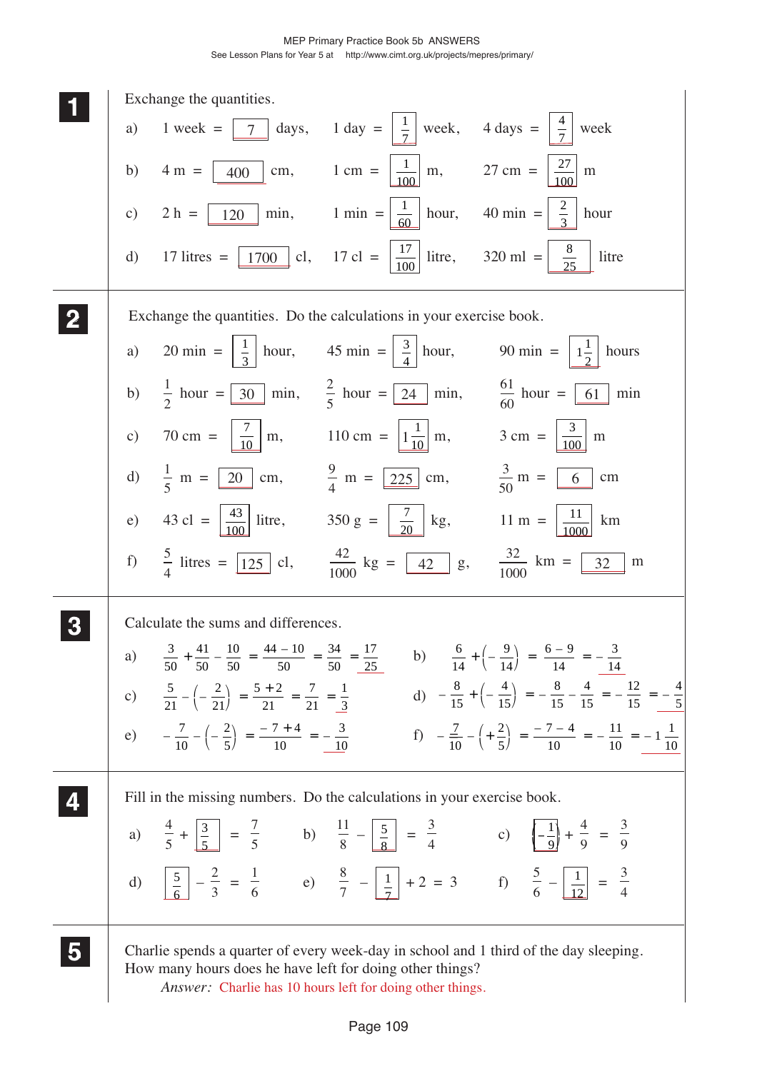**1** Exchange the quantities.

a) 1 week = $\boxed{7}$ days, 1 day = $\boxed{\frac{1}{7}}$ week, 4 days = $\boxed{\frac{4}{7}}$ week

b) 4 m = $\boxed{400}$ cm, 1 cm = $\boxed{\frac{1}{100}}$ m, 27 cm = $\boxed{\frac{27}{100}}$ m

c) 2 h = $\boxed{120}$ min, 1 min = $\boxed{\frac{1}{60}}$ hour, 40 min = $\boxed{\frac{2}{3}}$ hour

d) 17 litres = $\boxed{1700}$ cl, 17 cl = $\boxed{\frac{17}{100}}$ litre, 320 ml = $\boxed{\frac{8}{25}}$ litre

**2** Exchange the quantities. Do the calculations in your exercise book.

a) 20 min = $\boxed{\frac{1}{3}}$ hour, 45 min = $\boxed{\frac{3}{4}}$ hour, 90 min = $\boxed{1\frac{1}{2}}$ hours

b) $\frac{1}{2}$ hour = $\boxed{30}$ min, $\frac{2}{5}$ hour = $\boxed{24}$ min, $\frac{61}{60}$ hour = $\boxed{61}$ min

c) 70 cm = $\boxed{\frac{7}{10}}$ m, 110 cm = $\boxed{1\frac{1}{10}}$ m, 3 cm = $\boxed{\frac{3}{100}}$ m

d) $\frac{1}{5}$ m = $\boxed{20}$ cm, $\frac{9}{4}$ m = $\boxed{225}$ cm, $\frac{3}{50}$ m = $\boxed{6}$ cm

e) 43 cl = $\boxed{\frac{43}{100}}$ litre, 350 g = $\boxed{\frac{7}{20}}$ kg, 11 m = $\boxed{\frac{11}{1000}}$ km

f) $\frac{5}{4}$ litres = $\boxed{125}$ cl, $\frac{42}{1000}$ kg = $\boxed{42}$ g, $\frac{32}{1000}$ km = $\boxed{32}$ m

**3** Calculate the sums and differences.

a) $\frac{3}{50} + \frac{41}{50} - \frac{10}{50} = \frac{44-10}{50} = \frac{34}{50} = \frac{17}{25}$

b) $\frac{6}{14} + \left(-\frac{9}{14}\right) = \frac{6-9}{14} = -\frac{3}{14}$

c) $\frac{5}{21} - \left(-\frac{2}{21}\right) = \frac{5+2}{21} = \frac{7}{21} = \frac{1}{3}$

d) $-\frac{8}{15} + \left(-\frac{4}{15}\right) = -\frac{8}{15} - \frac{4}{15} = -\frac{12}{15} = -\frac{4}{5}$

e) $-\frac{7}{10} - \left(-\frac{2}{5}\right) = \frac{-7+4}{10} = -\frac{3}{10}$

f) $-\frac{7}{10} - \left(+\frac{2}{5}\right) = \frac{-7-4}{10} = -\frac{11}{10} = -1\frac{1}{10}$

**4** Fill in the missing numbers. Do the calculations in your exercise book.

a) $\frac{4}{5} + \boxed{\frac{3}{5}} = \frac{7}{5}$

b) $\frac{11}{8} - \boxed{\frac{5}{8}} = \frac{3}{4}$

c) $\boxed{-\frac{1}{9}} + \frac{4}{9} = \frac{3}{9}$

d) $\boxed{\frac{5}{6}} - \frac{2}{3} = \frac{1}{6}$

e) $\frac{8}{7} - \boxed{\frac{1}{7}} + 2 = 3$

f) $\frac{5}{6} - \boxed{\frac{1}{12}} = \frac{3}{4}$

**5** Charlie spends a quarter of every week-day in school and 1 third of the day sleeping. How many hours does he have left for doing other things?

*Answer:* Charlie has 10 hours left for doing other things.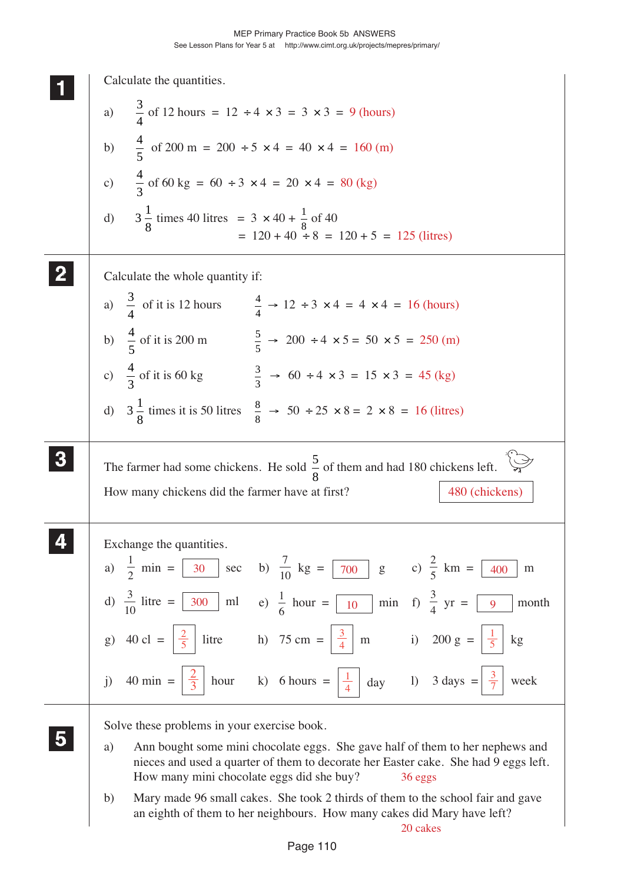## 1

Calculate the quantities.

a) $\frac{3}{4}$ of 12 hours $= 12 \div 4 \times 3 = 3 \times 3 =$ 9 (hours)

b) $\frac{4}{5}$ of 200 m $= 200 \div 5 \times 4 = 40 \times 4 =$ 160 (m)

c) $\frac{4}{3}$ of 60 kg $= 60 \div 3 \times 4 = 20 \times 4 =$ 80 (kg)

d) $3\frac{1}{8}$ times 40 litres $= 3 \times 40 + \frac{1}{8}$ of 40
$= 120 + 40 \div 8 = 120 + 5 =$ 125 (litres)

## 2

Calculate the whole quantity if:

a) $\frac{3}{4}$ of it is 12 hours $\quad \frac{4}{4} \rightarrow 12 \div 3 \times 4 = 4 \times 4 =$ 16 (hours)

b) $\frac{4}{5}$ of it is 200 m $\quad \frac{5}{5} \rightarrow 200 \div 4 \times 5 = 50 \times 5 =$ 250 (m)

c) $\frac{4}{3}$ of it is 60 kg $\quad \frac{3}{3} \rightarrow 60 \div 4 \times 3 = 15 \times 3 =$ 45 (kg)

d) $3\frac{1}{8}$ times it is 50 litres $\quad \frac{8}{8} \rightarrow 50 \div 25 \times 8 = 2 \times 8 =$ 16 (litres)

## 3

The farmer had some chickens. He sold $\frac{5}{8}$ of them and had 180 chickens left.

How many chickens did the farmer have at first? **480 (chickens)**

## 4

Exchange the quantities.

a) $\frac{1}{2}$ min = 30 sec  b) $\frac{7}{10}$ kg = 700 g  c) $\frac{2}{5}$ km = 400 m

d) $\frac{3}{10}$ litre = 300 ml  e) $\frac{1}{6}$ hour = 10 min  f) $\frac{3}{4}$ yr = 9 month

g) 40 cl = $\frac{2}{5}$ litre  h) 75 cm = $\frac{3}{4}$ m  i) 200 g = $\frac{1}{5}$ kg

j) 40 min = $\frac{2}{3}$ hour  k) 6 hours = $\frac{1}{4}$ day  l) 3 days = $\frac{3}{7}$ week

## 5

Solve these problems in your exercise book.

a) Ann bought some mini chocolate eggs. She gave half of them to her nephews and nieces and used a quarter of them to decorate her Easter cake. She had 9 eggs left. How many mini chocolate eggs did she buy? 36 eggs

b) Mary made 96 small cakes. She took 2 thirds of them to the school fair and gave an eighth of them to her neighbours. How many cakes did Mary have left? 20 cakes